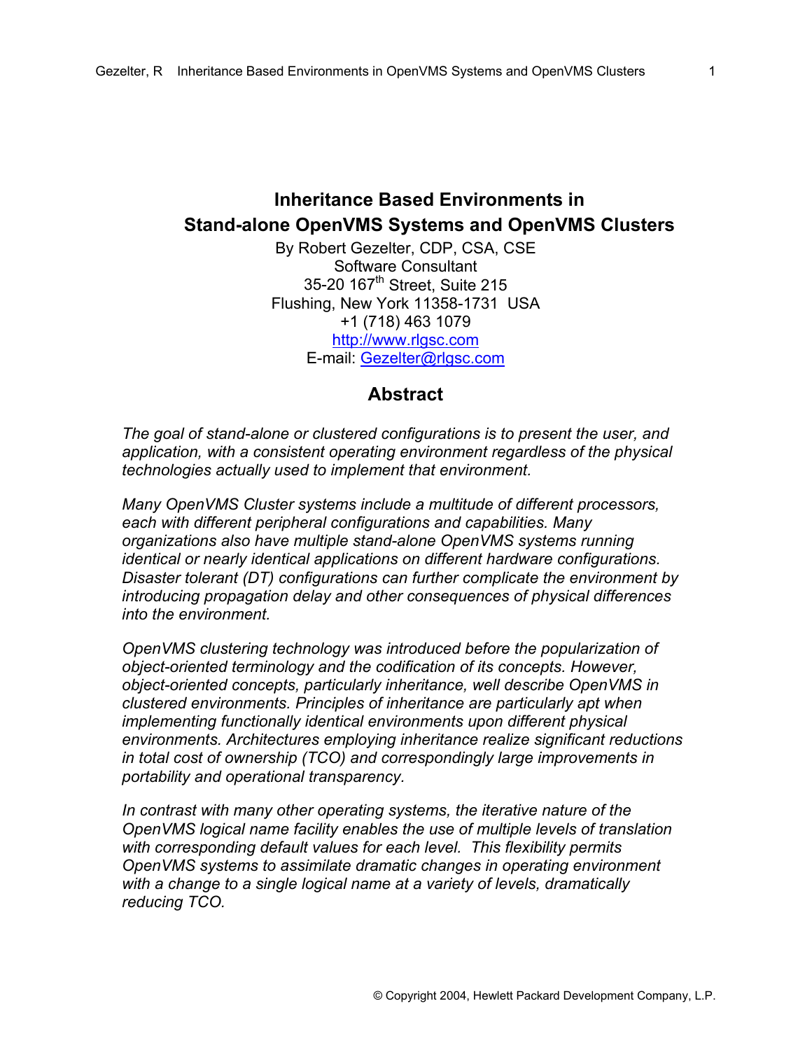# Inheritance Based Environments in Stand-alone OpenVMS Systems and OpenVMS Clusters

By Robert Gezelter, CDP, CSA, CSE
Software Consultant
35-20 167th Street, Suite 215
Flushing, New York 11358-1731 USA
+1 (718) 463 1079
http://www.rlgsc.com
E-mail: Gezelter@rlgsc.com

## Abstract

*The goal of stand-alone or clustered configurations is to present the user, and application, with a consistent operating environment regardless of the physical technologies actually used to implement that environment.*

*Many OpenVMS Cluster systems include a multitude of different processors, each with different peripheral configurations and capabilities. Many organizations also have multiple stand-alone OpenVMS systems running identical or nearly identical applications on different hardware configurations. Disaster tolerant (DT) configurations can further complicate the environment by introducing propagation delay and other consequences of physical differences into the environment.*

*OpenVMS clustering technology was introduced before the popularization of object-oriented terminology and the codification of its concepts. However, object-oriented concepts, particularly inheritance, well describe OpenVMS in clustered environments. Principles of inheritance are particularly apt when implementing functionally identical environments upon different physical environments. Architectures employing inheritance realize significant reductions in total cost of ownership (TCO) and correspondingly large improvements in portability and operational transparency.*

*In contrast with many other operating systems, the iterative nature of the OpenVMS logical name facility enables the use of multiple levels of translation with corresponding default values for each level. This flexibility permits OpenVMS systems to assimilate dramatic changes in operating environment with a change to a single logical name at a variety of levels, dramatically reducing TCO.*

© Copyright 2004, Hewlett Packard Development Company, L.P.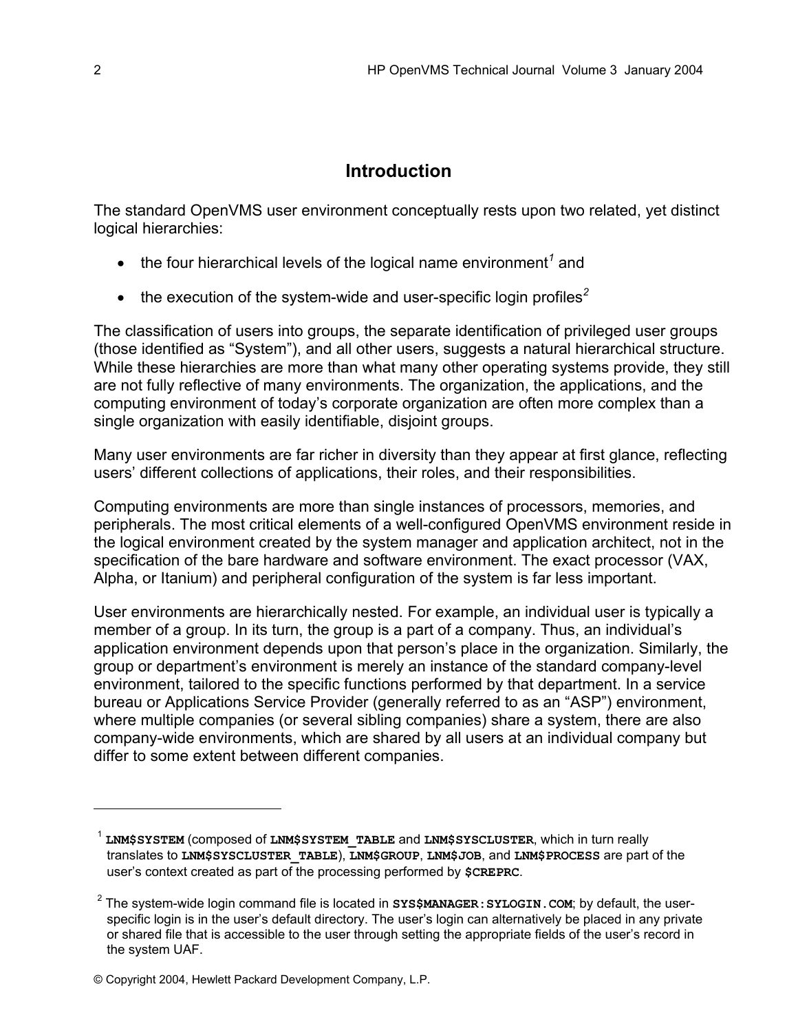## Introduction

The standard OpenVMS user environment conceptually rests upon two related, yet distinct logical hierarchies:

- the four hierarchical levels of the logical name environment[1] and
- the execution of the system-wide and user-specific login profiles[2]

The classification of users into groups, the separate identification of privileged user groups (those identified as "System"), and all other users, suggests a natural hierarchical structure. While these hierarchies are more than what many other operating systems provide, they still are not fully reflective of many environments. The organization, the applications, and the computing environment of today's corporate organization are often more complex than a single organization with easily identifiable, disjoint groups.

Many user environments are far richer in diversity than they appear at first glance, reflecting users' different collections of applications, their roles, and their responsibilities.

Computing environments are more than single instances of processors, memories, and peripherals. The most critical elements of a well-configured OpenVMS environment reside in the logical environment created by the system manager and application architect, not in the specification of the bare hardware and software environment. The exact processor (VAX, Alpha, or Itanium) and peripheral configuration of the system is far less important.

User environments are hierarchically nested. For example, an individual user is typically a member of a group. In its turn, the group is a part of a company. Thus, an individual's application environment depends upon that person's place in the organization. Similarly, the group or department's environment is merely an instance of the standard company-level environment, tailored to the specific functions performed by that department. In a service bureau or Applications Service Provider (generally referred to as an "ASP") environment, where multiple companies (or several sibling companies) share a system, there are also company-wide environments, which are shared by all users at an individual company but differ to some extent between different companies.

---

[1] **`LNM$SYSTEM`** (composed of **`LNM$SYSTEM_TABLE`** and **`LNM$SYSCLUSTER`**, which in turn really translates to **`LNM$SYSCLUSTER_TABLE`**), **`LNM$GROUP`**, **`LNM$JOB`**, and **`LNM$PROCESS`** are part of the user's context created as part of the processing performed by **`$CREPRC`**.

[2] The system-wide login command file is located in **`SYS$MANAGER:SYLOGIN.COM`**; by default, the user-specific login is in the user's default directory. The user's login can alternatively be placed in any private or shared file that is accessible to the user through setting the appropriate fields of the user's record in the system UAF.

© Copyright 2004, Hewlett Packard Development Company, L.P.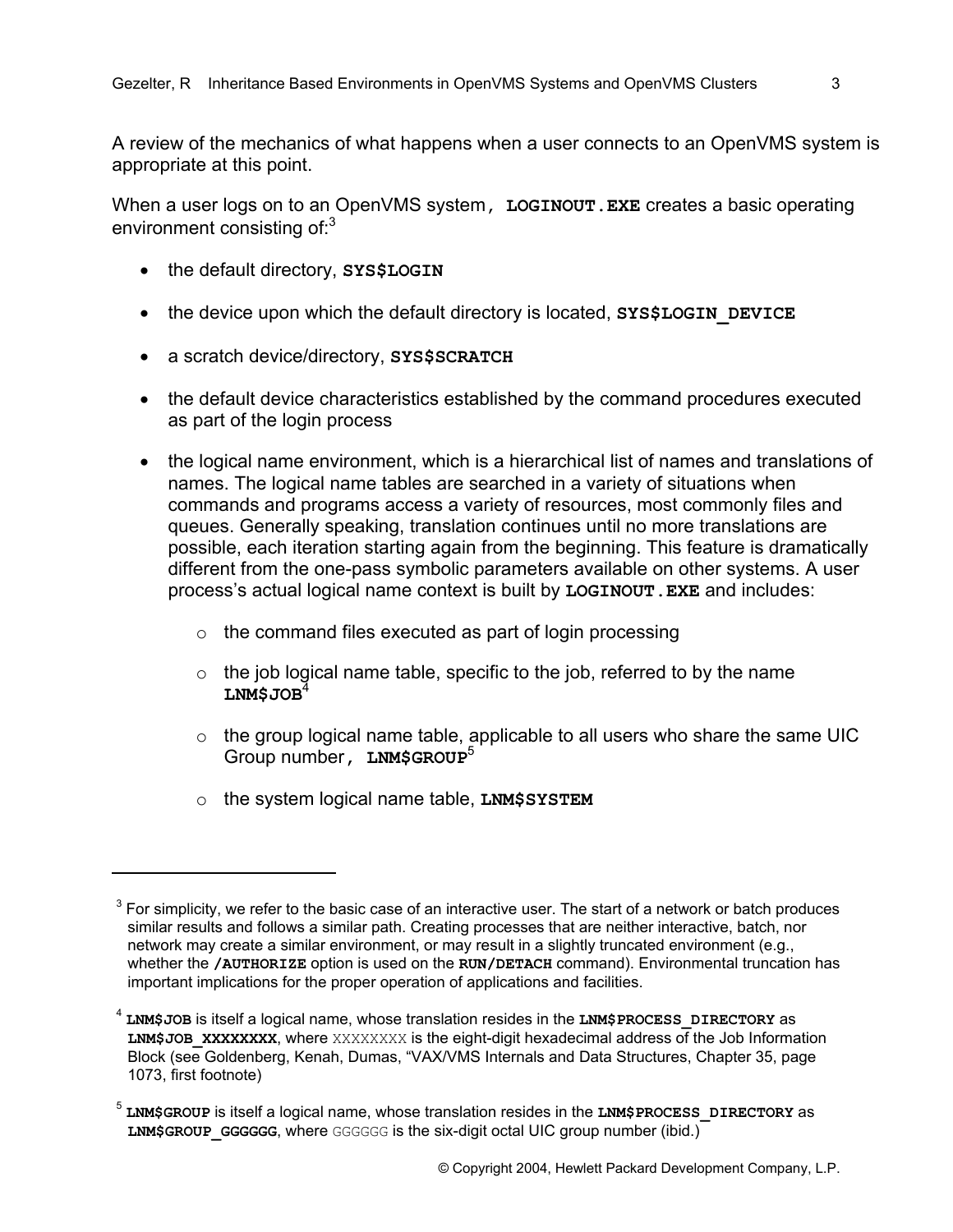A review of the mechanics of what happens when a user connects to an OpenVMS system is appropriate at this point.

When a user logs on to an OpenVMS system, **LOGINOUT.EXE** creates a basic operating environment consisting of:[3]

- the default directory, **SYS$LOGIN**
- the device upon which the default directory is located, **SYS$LOGIN_DEVICE**
- a scratch device/directory, **SYS$SCRATCH**
- the default device characteristics established by the command procedures executed as part of the login process
- the logical name environment, which is a hierarchical list of names and translations of names. The logical name tables are searched in a variety of situations when commands and programs access a variety of resources, most commonly files and queues. Generally speaking, translation continues until no more translations are possible, each iteration starting again from the beginning. This feature is dramatically different from the one-pass symbolic parameters available on other systems. A user process's actual logical name context is built by **LOGINOUT.EXE** and includes:
    - the command files executed as part of login processing
    - the job logical name table, specific to the job, referred to by the name **LNM$JOB**[4]
    - the group logical name table, applicable to all users who share the same UIC Group number, **LNM$GROUP**[5]
    - the system logical name table, **LNM$SYSTEM**

---

[3] For simplicity, we refer to the basic case of an interactive user. The start of a network or batch produces similar results and follows a similar path. Creating processes that are neither interactive, batch, nor network may create a similar environment, or may result in a slightly truncated environment (e.g., whether the **/AUTHORIZE** option is used on the **RUN/DETACH** command). Environmental truncation has important implications for the proper operation of applications and facilities.

[4] **LNM$JOB** is itself a logical name, whose translation resides in the **LNM$PROCESS_DIRECTORY** as **LNM$JOB_XXXXXXXX**, where XXXXXXXX is the eight-digit hexadecimal address of the Job Information Block (see Goldenberg, Kenah, Dumas, "VAX/VMS Internals and Data Structures, Chapter 35, page 1073, first footnote)

[5] **LNM$GROUP** is itself a logical name, whose translation resides in the **LNM$PROCESS_DIRECTORY** as **LNM$GROUP_GGGGGG**, where GGGGGG is the six-digit octal UIC group number (ibid.)

© Copyright 2004, Hewlett Packard Development Company, L.P.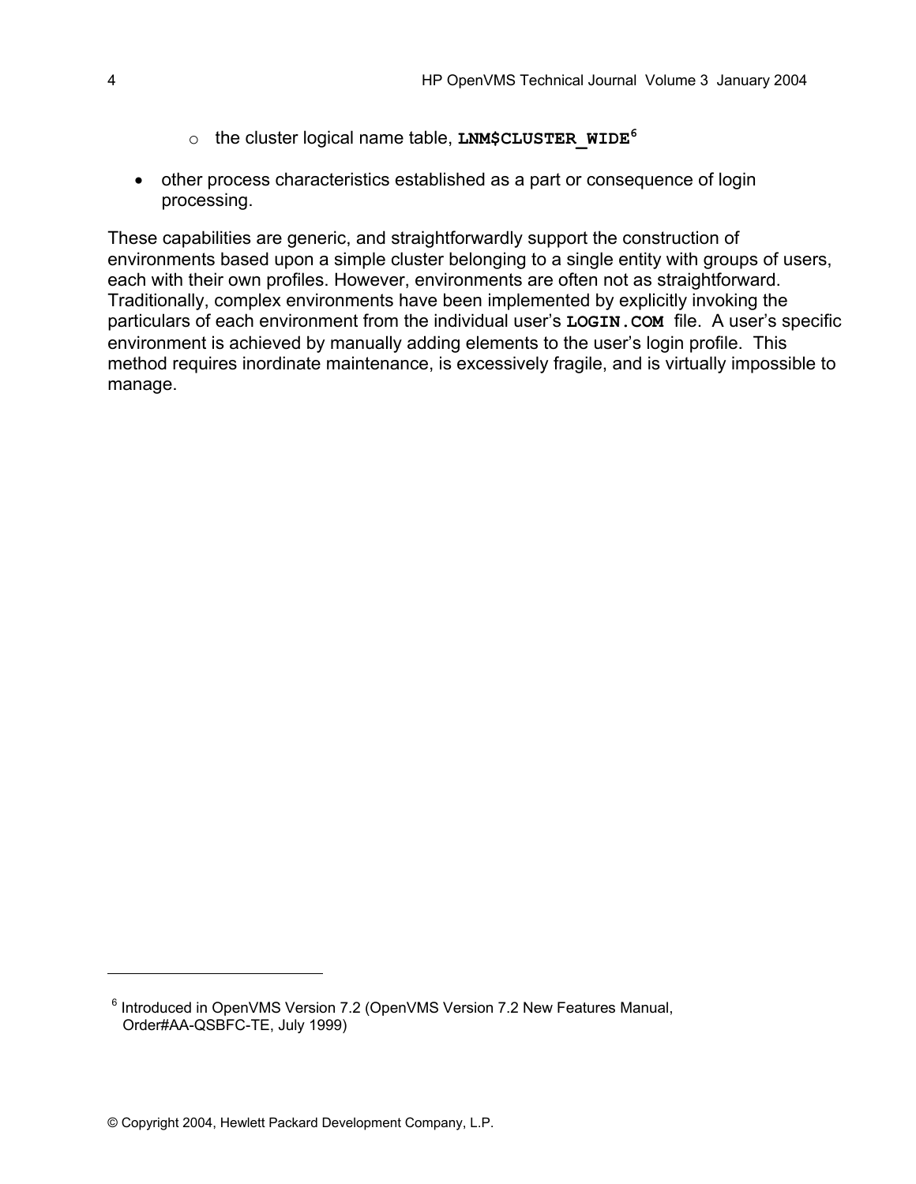- the cluster logical name table, **LNM$CLUSTER_WIDE**[6]
- other process characteristics established as a part or consequence of login processing.

These capabilities are generic, and straightforwardly support the construction of environments based upon a simple cluster belonging to a single entity with groups of users, each with their own profiles. However, environments are often not as straightforward. Traditionally, complex environments have been implemented by explicitly invoking the particulars of each environment from the individual user's **LOGIN.COM** file. A user's specific environment is achieved by manually adding elements to the user's login profile. This method requires inordinate maintenance, is excessively fragile, and is virtually impossible to manage.

---

[6] Introduced in OpenVMS Version 7.2 (OpenVMS Version 7.2 New Features Manual, Order#AA-QSBFC-TE, July 1999)

© Copyright 2004, Hewlett Packard Development Company, L.P.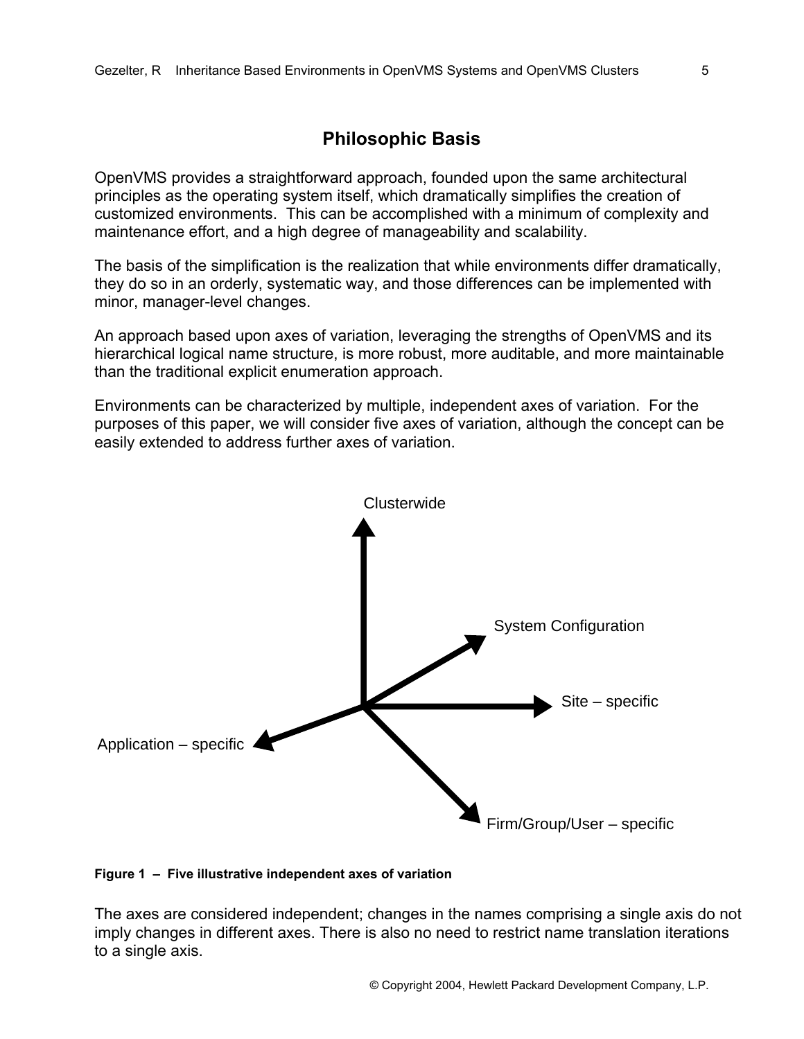## Philosophic Basis

OpenVMS provides a straightforward approach, founded upon the same architectural principles as the operating system itself, which dramatically simplifies the creation of customized environments. This can be accomplished with a minimum of complexity and maintenance effort, and a high degree of manageability and scalability.

The basis of the simplification is the realization that while environments differ dramatically, they do so in an orderly, systematic way, and those differences can be implemented with minor, manager-level changes.

An approach based upon axes of variation, leveraging the strengths of OpenVMS and its hierarchical logical name structure, is more robust, more auditable, and more maintainable than the traditional explicit enumeration approach.

Environments can be characterized by multiple, independent axes of variation. For the purposes of this paper, we will consider five axes of variation, although the concept can be easily extended to address further axes of variation.

Clusterwide

System Configuration

Site – specific

Application – specific

Firm/Group/User – specific

**Figure 1 – Five illustrative independent axes of variation**

The axes are considered independent; changes in the names comprising a single axis do not imply changes in different axes. There is also no need to restrict name translation iterations to a single axis.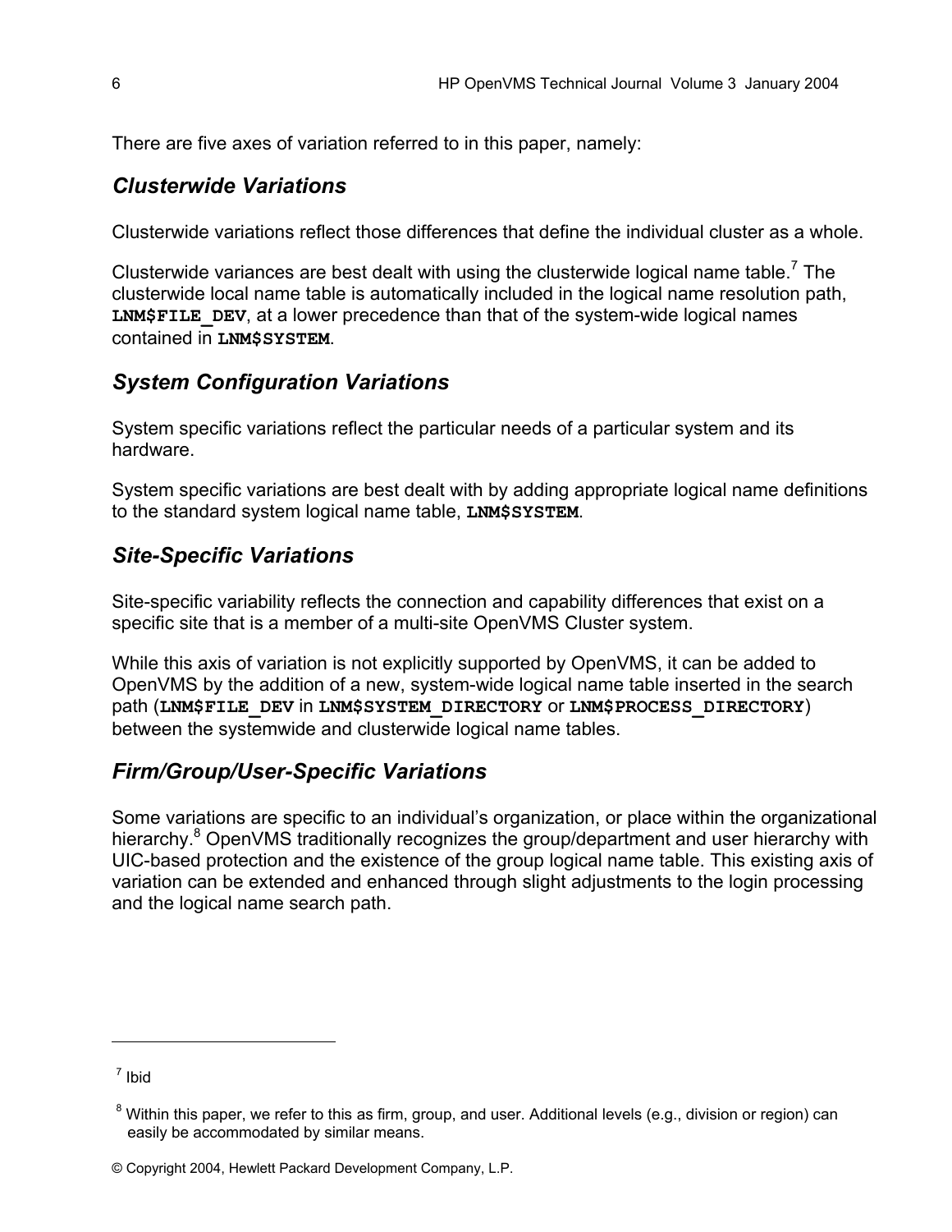There are five axes of variation referred to in this paper, namely:

## *Clusterwide Variations*

Clusterwide variations reflect those differences that define the individual cluster as a whole.

Clusterwide variances are best dealt with using the clusterwide logical name table.[7] The clusterwide local name table is automatically included in the logical name resolution path, **LNM$FILE_DEV**, at a lower precedence than that of the system-wide logical names contained in **LNM$SYSTEM**.

## *System Configuration Variations*

System specific variations reflect the particular needs of a particular system and its hardware.

System specific variations are best dealt with by adding appropriate logical name definitions to the standard system logical name table, **LNM$SYSTEM**.

## *Site-Specific Variations*

Site-specific variability reflects the connection and capability differences that exist on a specific site that is a member of a multi-site OpenVMS Cluster system.

While this axis of variation is not explicitly supported by OpenVMS, it can be added to OpenVMS by the addition of a new, system-wide logical name table inserted in the search path (**LNM$FILE_DEV** in **LNM$SYSTEM_DIRECTORY** or **LNM$PROCESS_DIRECTORY**) between the systemwide and clusterwide logical name tables.

## *Firm/Group/User-Specific Variations*

Some variations are specific to an individual's organization, or place within the organizational hierarchy.[8] OpenVMS traditionally recognizes the group/department and user hierarchy with UIC-based protection and the existence of the group logical name table. This existing axis of variation can be extended and enhanced through slight adjustments to the login processing and the logical name search path.

---

[7] Ibid

[8] Within this paper, we refer to this as firm, group, and user. Additional levels (e.g., division or region) can easily be accommodated by similar means.

© Copyright 2004, Hewlett Packard Development Company, L.P.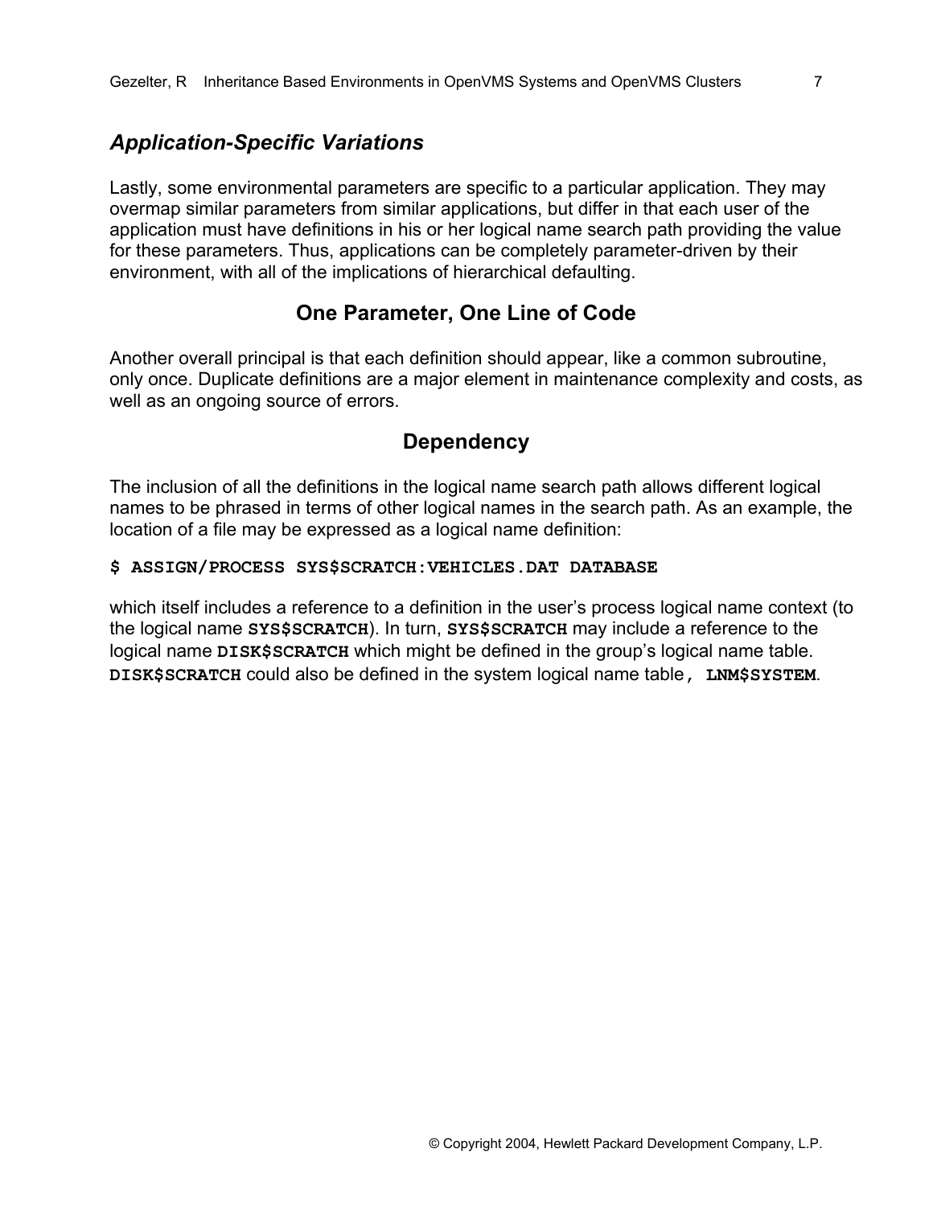### *Application-Specific Variations*

Lastly, some environmental parameters are specific to a particular application. They may overmap similar parameters from similar applications, but differ in that each user of the application must have definitions in his or her logical name search path providing the value for these parameters. Thus, applications can be completely parameter-driven by their environment, with all of the implications of hierarchical defaulting.

## One Parameter, One Line of Code

Another overall principal is that each definition should appear, like a common subroutine, only once. Duplicate definitions are a major element in maintenance complexity and costs, as well as an ongoing source of errors.

## Dependency

The inclusion of all the definitions in the logical name search path allows different logical names to be phrased in terms of other logical names in the search path. As an example, the location of a file may be expressed as a logical name definition:

```
$ ASSIGN/PROCESS SYS$SCRATCH:VEHICLES.DAT DATABASE
```

which itself includes a reference to a definition in the user's process logical name context (to the logical name **SYS$SCRATCH**). In turn, **SYS$SCRATCH** may include a reference to the logical name **DISK$SCRATCH** which might be defined in the group's logical name table. **DISK$SCRATCH** could also be defined in the system logical name table**, LNM$SYSTEM**.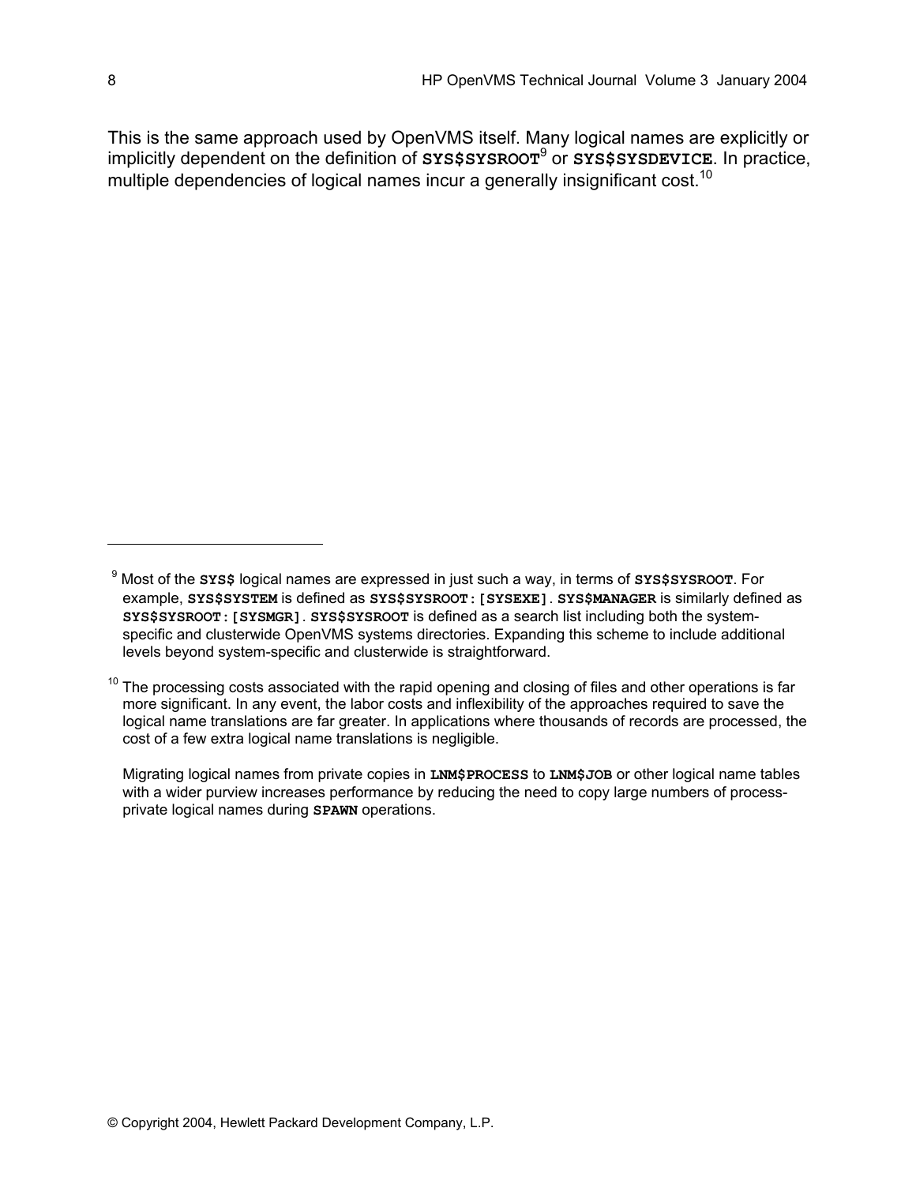This is the same approach used by OpenVMS itself. Many logical names are explicitly or implicitly dependent on the definition of **SYS$SYSROOT**[9] or **SYS$SYSDEVICE**. In practice, multiple dependencies of logical names incur a generally insignificant cost.[10]

---

[9] Most of the **SYS$** logical names are expressed in just such a way, in terms of **SYS$SYSROOT**. For example, **SYS$SYSTEM** is defined as **SYS$SYSROOT:[SYSEXE]**. **SYS$MANAGER** is similarly defined as **SYS$SYSROOT:[SYSMGR]**. **SYS$SYSROOT** is defined as a search list including both the system-specific and clusterwide OpenVMS systems directories. Expanding this scheme to include additional levels beyond system-specific and clusterwide is straightforward.

[10] The processing costs associated with the rapid opening and closing of files and other operations is far more significant. In any event, the labor costs and inflexibility of the approaches required to save the logical name translations are far greater. In applications where thousands of records are processed, the cost of a few extra logical name translations is negligible.

Migrating logical names from private copies in **LNM$PROCESS** to **LNM$JOB** or other logical name tables with a wider purview increases performance by reducing the need to copy large numbers of process-private logical names during **SPAWN** operations.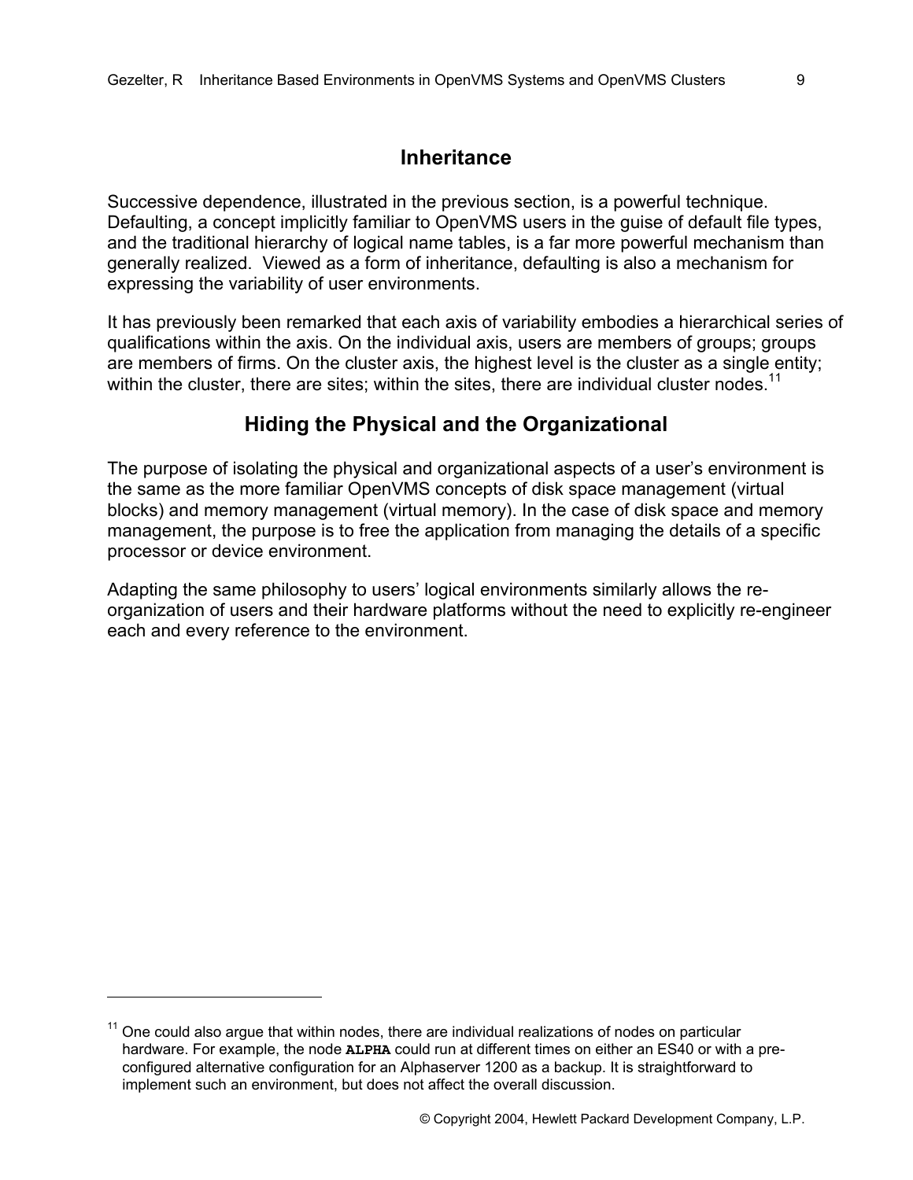## Inheritance

Successive dependence, illustrated in the previous section, is a powerful technique. Defaulting, a concept implicitly familiar to OpenVMS users in the guise of default file types, and the traditional hierarchy of logical name tables, is a far more powerful mechanism than generally realized. Viewed as a form of inheritance, defaulting is also a mechanism for expressing the variability of user environments.

It has previously been remarked that each axis of variability embodies a hierarchical series of qualifications within the axis. On the individual axis, users are members of groups; groups are members of firms. On the cluster axis, the highest level is the cluster as a single entity; within the cluster, there are sites; within the sites, there are individual cluster nodes.[11]

## Hiding the Physical and the Organizational

The purpose of isolating the physical and organizational aspects of a user's environment is the same as the more familiar OpenVMS concepts of disk space management (virtual blocks) and memory management (virtual memory). In the case of disk space and memory management, the purpose is to free the application from managing the details of a specific processor or device environment.

Adapting the same philosophy to users' logical environments similarly allows the re-organization of users and their hardware platforms without the need to explicitly re-engineer each and every reference to the environment.

---

[11] One could also argue that within nodes, there are individual realizations of nodes on particular hardware. For example, the node **ALPHA** could run at different times on either an ES40 or with a pre-configured alternative configuration for an Alphaserver 1200 as a backup. It is straightforward to implement such an environment, but does not affect the overall discussion.

© Copyright 2004, Hewlett Packard Development Company, L.P.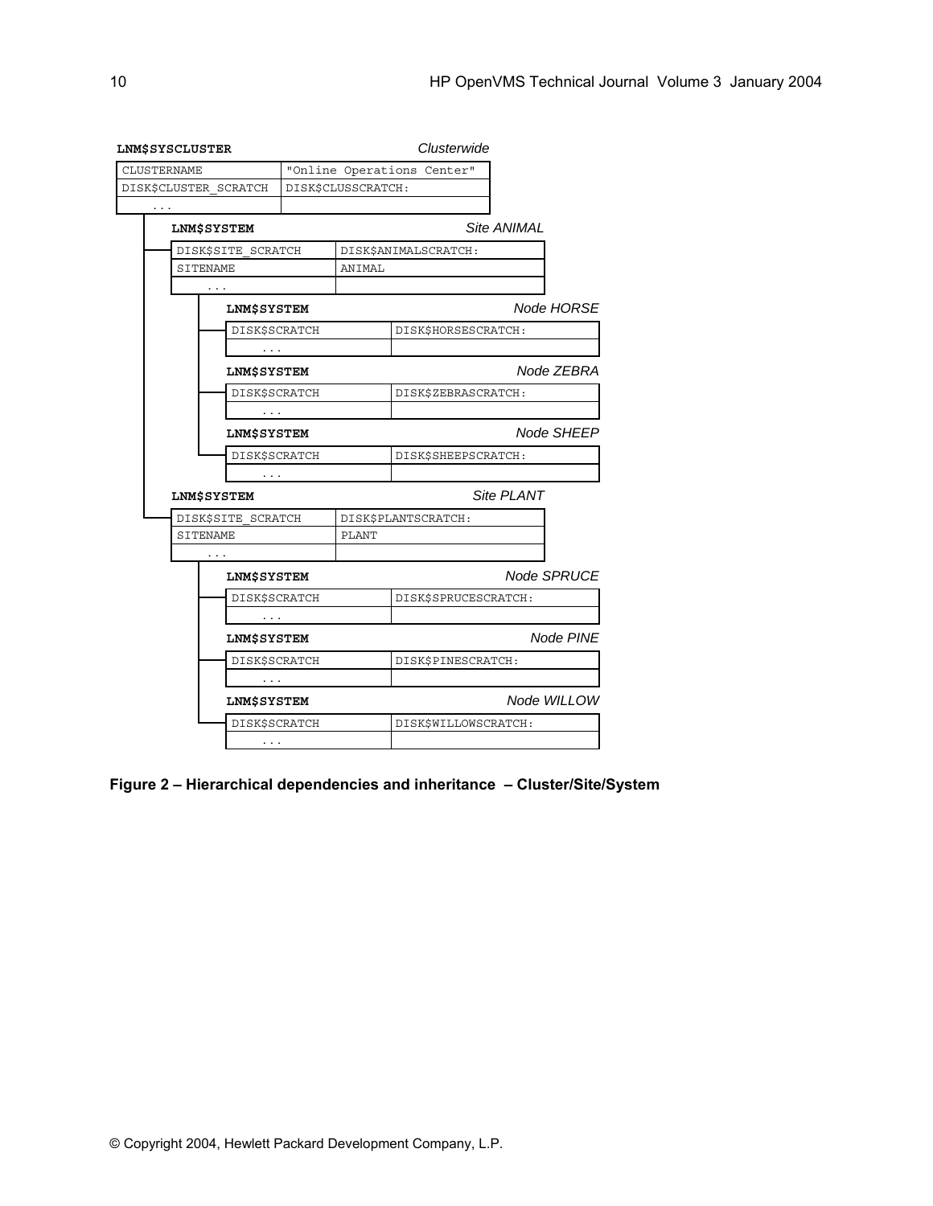**LNM$SYSCLUSTER** *Clusterwide*

| | |
|---|---|
| CLUSTERNAME | "Online Operations Center" |
| DISK$CLUSTER_SCRATCH | DISK$CLUSSCRATCH: |
| ... | |

**LNM$SYSTEM** *Site ANIMAL*

| | |
|---|---|
| DISK$SITE_SCRATCH | DISK$ANIMALSCRATCH: |
| SITENAME | ANIMAL |
| ... | |

**LNM$SYSTEM** *Node HORSE*

| | |
|---|---|
| DISK$SCRATCH | DISK$HORSESCRATCH: |
| ... | |

**LNM$SYSTEM** *Node ZEBRA*

| | |
|---|---|
| DISK$SCRATCH | DISK$ZEBRASCRATCH: |
| ... | |

**LNM$SYSTEM** *Node SHEEP*

| | |
|---|---|
| DISK$SCRATCH | DISK$SHEEPSCRATCH: |
| ... | |

**LNM$SYSTEM** *Site PLANT*

| | |
|---|---|
| DISK$SITE_SCRATCH | DISK$PLANTSCRATCH: |
| SITENAME | PLANT |
| ... | |

**LNM$SYSTEM** *Node SPRUCE*

| | |
|---|---|
| DISK$SCRATCH | DISK$SPRUCESCRATCH: |
| ... | |

**LNM$SYSTEM** *Node PINE*

| | |
|---|---|
| DISK$SCRATCH | DISK$PINESCRATCH: |
| ... | |

**LNM$SYSTEM** *Node WILLOW*

| | |
|---|---|
| DISK$SCRATCH | DISK$WILLOWSCRATCH: |
| ... | |

**Figure 2 – Hierarchical dependencies and inheritance – Cluster/Site/System**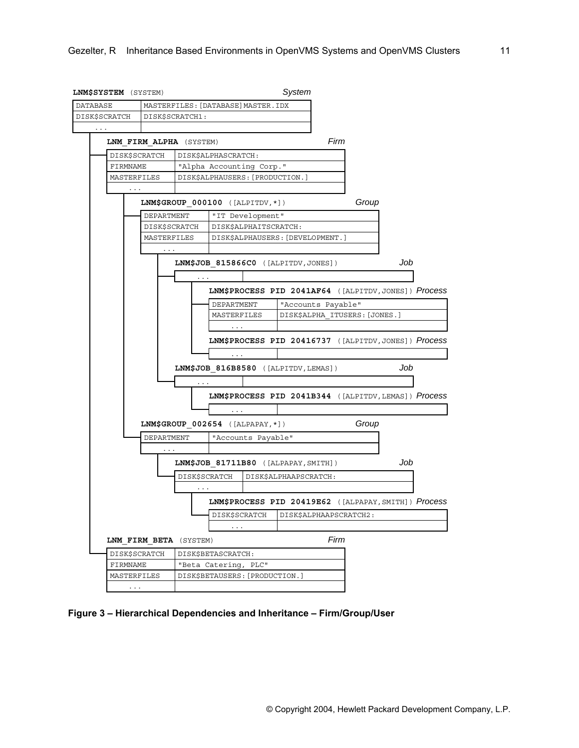**LNM$SYSTEM** (SYSTEM) *System*

| | |
|---|---|
| DATABASE | MASTERFILES:[DATABASE]MASTER.IDX |
| DISK$SCRATCH | DISK$SCRATCH1: |
| ... | |

**LNM_FIRM_ALPHA** (SYSTEM) *Firm*

| | |
|---|---|
| DISK$SCRATCH | DISK$ALPHASCRATCH: |
| FIRMNAME | "Alpha Accounting Corp." |
| MASTERFILES | DISK$ALPHAUSERS:[PRODUCTION.] |
| ... | |

**LNM$GROUP_000100** ([ALPITDV,*]) *Group*

| | |
|---|---|
| DEPARTMENT | "IT Development" |
| DISK$SCRATCH | DISK$ALPHAITSCRATCH: |
| MASTERFILES | DISK$ALPHAUSERS:[DEVELOPMENT.] |
| ... | |

**LNM$JOB_815866C0** ([ALPITDV,JONES]) *Job*

| | |
|---|---|
| ... | |

**LNM$PROCESS PID 2041AF64** ([ALPITDV,JONES]) *Process*

| | |
|---|---|
| DEPARTMENT | "Accounts Payable" |
| MASTERFILES | DISK$ALPHA_ITUSERS:[JONES.] |
| ... | |

**LNM$PROCESS PID 20416737** ([ALPITDV,JONES]) *Process*

| | |
|---|---|
| ... | |

**LNM$JOB_816B8580** ([ALPITDV,LEMAS]) *Job*

| | |
|---|---|
| ... | |

**LNM$PROCESS PID 2041B344** ([ALPITDV,LEMAS]) *Process*

| | |
|---|---|
| ... | |

**LNM$GROUP_002654** ([ALPAPAY,*]) *Group*

| | |
|---|---|
| DEPARTMENT | "Accounts Payable" |
| ... | |

**LNM$JOB_81711B80** ([ALPAPAY,SMITH]) *Job*

| | |
|---|---|
| DISK$SCRATCH | DISK$ALPHAAPSCRATCH: |
| ... | |

**LNM$PROCESS PID 20419E62** ([ALPAPAY,SMITH]) *Process*

| | |
|---|---|
| DISK$SCRATCH | DISK$ALPHAAPSCRATCH2: |
| ... | |

**LNM_FIRM_BETA** (SYSTEM) *Firm*

| | |
|---|---|
| DISK$SCRATCH | DISK$BETASCRATCH: |
| FIRMNAME | "Beta Catering, PLC" |
| MASTERFILES | DISK$BETAUSERS:[PRODUCTION.] |
| ... | |

**Figure 3 – Hierarchical Dependencies and Inheritance – Firm/Group/User**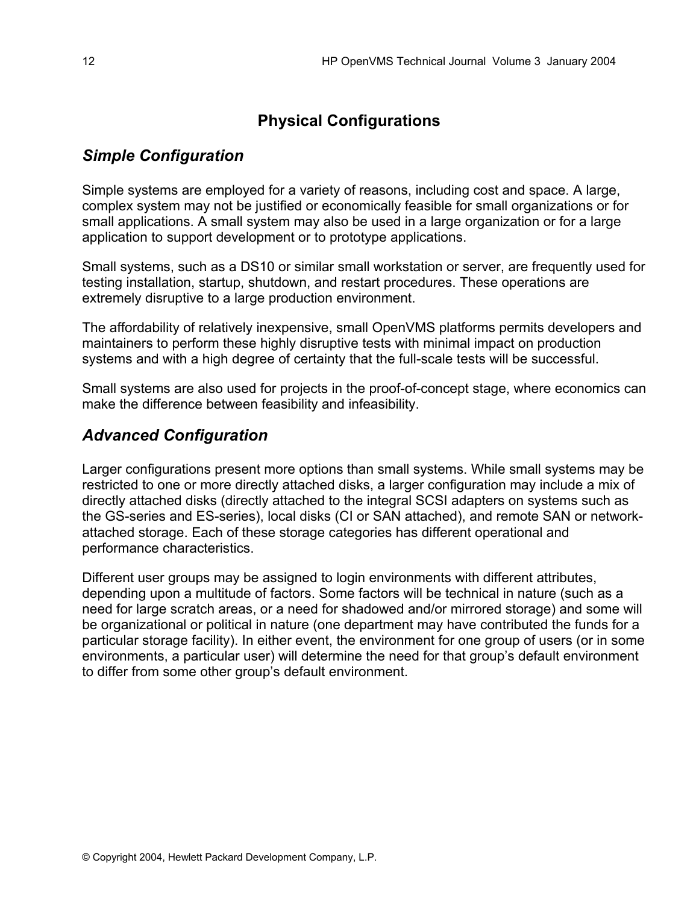## Physical Configurations

### *Simple Configuration*

Simple systems are employed for a variety of reasons, including cost and space. A large, complex system may not be justified or economically feasible for small organizations or for small applications. A small system may also be used in a large organization or for a large application to support development or to prototype applications.

Small systems, such as a DS10 or similar small workstation or server, are frequently used for testing installation, startup, shutdown, and restart procedures. These operations are extremely disruptive to a large production environment.

The affordability of relatively inexpensive, small OpenVMS platforms permits developers and maintainers to perform these highly disruptive tests with minimal impact on production systems and with a high degree of certainty that the full-scale tests will be successful.

Small systems are also used for projects in the proof-of-concept stage, where economics can make the difference between feasibility and infeasibility.

### *Advanced Configuration*

Larger configurations present more options than small systems. While small systems may be restricted to one or more directly attached disks, a larger configuration may include a mix of directly attached disks (directly attached to the integral SCSI adapters on systems such as the GS-series and ES-series), local disks (CI or SAN attached), and remote SAN or network-attached storage. Each of these storage categories has different operational and performance characteristics.

Different user groups may be assigned to login environments with different attributes, depending upon a multitude of factors. Some factors will be technical in nature (such as a need for large scratch areas, or a need for shadowed and/or mirrored storage) and some will be organizational or political in nature (one department may have contributed the funds for a particular storage facility). In either event, the environment for one group of users (or in some environments, a particular user) will determine the need for that group's default environment to differ from some other group's default environment.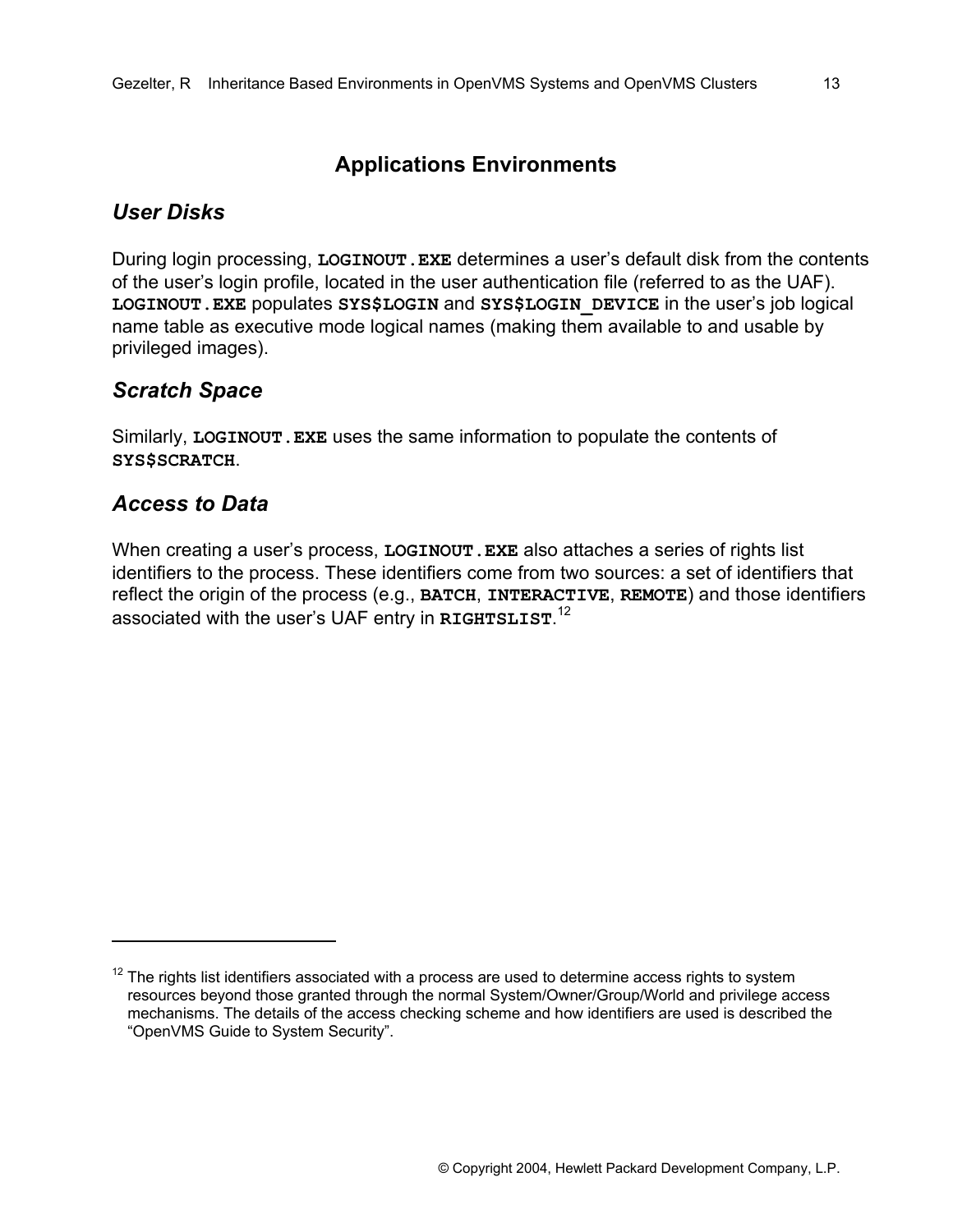# Applications Environments

## *User Disks*

During login processing, **LOGINOUT.EXE** determines a user's default disk from the contents of the user's login profile, located in the user authentication file (referred to as the UAF). **LOGINOUT.EXE** populates **SYS$LOGIN** and **SYS$LOGIN_DEVICE** in the user's job logical name table as executive mode logical names (making them available to and usable by privileged images).

## *Scratch Space*

Similarly, **LOGINOUT.EXE** uses the same information to populate the contents of **SYS$SCRATCH**.

## *Access to Data*

When creating a user's process, **LOGINOUT.EXE** also attaches a series of rights list identifiers to the process. These identifiers come from two sources: a set of identifiers that reflect the origin of the process (e.g., **BATCH**, **INTERACTIVE**, **REMOTE**) and those identifiers associated with the user's UAF entry in **RIGHTSLIST**.[12]

---

[12] The rights list identifiers associated with a process are used to determine access rights to system resources beyond those granted through the normal System/Owner/Group/World and privilege access mechanisms. The details of the access checking scheme and how identifiers are used is described the "OpenVMS Guide to System Security".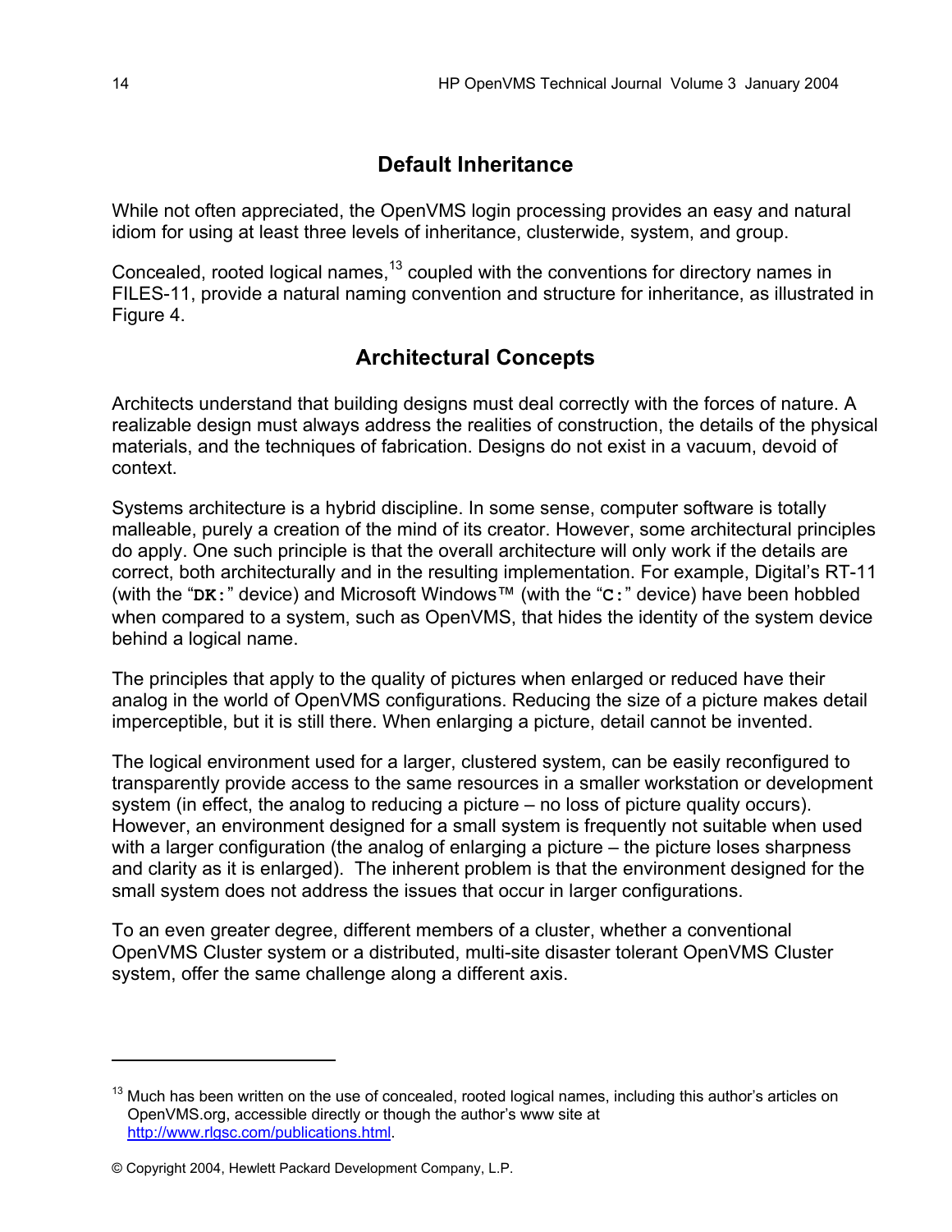## Default Inheritance

While not often appreciated, the OpenVMS login processing provides an easy and natural idiom for using at least three levels of inheritance, clusterwide, system, and group.

Concealed, rooted logical names,[13] coupled with the conventions for directory names in FILES-11, provide a natural naming convention and structure for inheritance, as illustrated in Figure 4.

## Architectural Concepts

Architects understand that building designs must deal correctly with the forces of nature. A realizable design must always address the realities of construction, the details of the physical materials, and the techniques of fabrication. Designs do not exist in a vacuum, devoid of context.

Systems architecture is a hybrid discipline. In some sense, computer software is totally malleable, purely a creation of the mind of its creator. However, some architectural principles do apply. One such principle is that the overall architecture will only work if the details are correct, both architecturally and in the resulting implementation. For example, Digital's RT-11 (with the "**`DK:`**" device) and Microsoft Windows™ (with the "**`C:`**" device) have been hobbled when compared to a system, such as OpenVMS, that hides the identity of the system device behind a logical name.

The principles that apply to the quality of pictures when enlarged or reduced have their analog in the world of OpenVMS configurations. Reducing the size of a picture makes detail imperceptible, but it is still there. When enlarging a picture, detail cannot be invented.

The logical environment used for a larger, clustered system, can be easily reconfigured to transparently provide access to the same resources in a smaller workstation or development system (in effect, the analog to reducing a picture – no loss of picture quality occurs). However, an environment designed for a small system is frequently not suitable when used with a larger configuration (the analog of enlarging a picture – the picture loses sharpness and clarity as it is enlarged). The inherent problem is that the environment designed for the small system does not address the issues that occur in larger configurations.

To an even greater degree, different members of a cluster, whether a conventional OpenVMS Cluster system or a distributed, multi-site disaster tolerant OpenVMS Cluster system, offer the same challenge along a different axis.

---

[13] Much has been written on the use of concealed, rooted logical names, including this author's articles on OpenVMS.org, accessible directly or though the author's www site at [http://www.rlgsc.com/publications.html](http://www.rlgsc.com/publications.html).

© Copyright 2004, Hewlett Packard Development Company, L.P.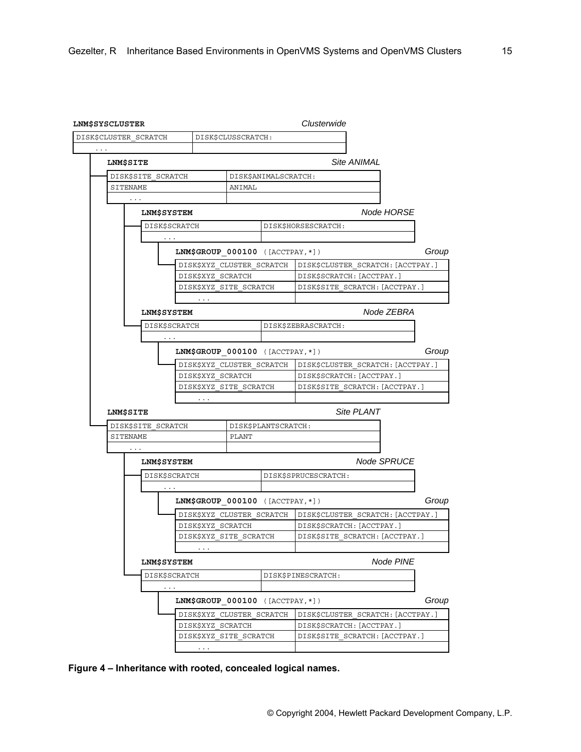**LNM$SYSCLUSTER** *Clusterwide*

| | |
|---|---|
| DISK$CLUSTER_SCRATCH | DISK$CLUSSCRATCH: |
| ... | |

**LNM$SITE** *Site ANIMAL*

| | |
|---|---|
| DISK$SITE_SCRATCH | DISK$ANIMALSCRATCH: |
| SITENAME | ANIMAL |
| ... | |

**LNM$SYSTEM** *Node HORSE*

| | |
|---|---|
| DISK$SCRATCH | DISK$HORSESCRATCH: |
| ... | |

**LNM$GROUP_000100** ([ACCTPAY,*]) *Group*

| | |
|---|---|
| DISK$XYZ_CLUSTER_SCRATCH | DISK$CLUSTER_SCRATCH:[ACCTPAY.] |
| DISK$XYZ_SCRATCH | DISK$SCRATCH:[ACCTPAY.] |
| DISK$XYZ_SITE_SCRATCH | DISK$SITE_SCRATCH:[ACCTPAY.] |
| ... | |

**LNM$SYSTEM** *Node ZEBRA*

| | |
|---|---|
| DISK$SCRATCH | DISK$ZEBRASCRATCH: |
| ... | |

**LNM$GROUP_000100** ([ACCTPAY,*]) *Group*

| | |
|---|---|
| DISK$XYZ_CLUSTER_SCRATCH | DISK$CLUSTER_SCRATCH:[ACCTPAY.] |
| DISK$XYZ_SCRATCH | DISK$SCRATCH:[ACCTPAY.] |
| DISK$XYZ_SITE_SCRATCH | DISK$SITE_SCRATCH:[ACCTPAY.] |
| ... | |

**LNM$SITE** *Site PLANT*

| | |
|---|---|
| DISK$SITE_SCRATCH | DISK$PLANTSCRATCH: |
| SITENAME | PLANT |
| ... | |

**LNM$SYSTEM** *Node SPRUCE*

| | |
|---|---|
| DISK$SCRATCH | DISK$SPRUCESCRATCH: |
| ... | |

**LNM$GROUP_000100** ([ACCTPAY,*]) *Group*

| | |
|---|---|
| DISK$XYZ_CLUSTER_SCRATCH | DISK$CLUSTER_SCRATCH:[ACCTPAY.] |
| DISK$XYZ_SCRATCH | DISK$SCRATCH:[ACCTPAY.] |
| DISK$XYZ_SITE_SCRATCH | DISK$SITE_SCRATCH:[ACCTPAY.] |
| ... | |

**LNM$SYSTEM** *Node PINE*

| | |
|---|---|
| DISK$SCRATCH | DISK$PINESCRATCH: |
| ... | |

**LNM$GROUP_000100** ([ACCTPAY,*]) *Group*

| | |
|---|---|
| DISK$XYZ_CLUSTER_SCRATCH | DISK$CLUSTER_SCRATCH:[ACCTPAY.] |
| DISK$XYZ_SCRATCH | DISK$SCRATCH:[ACCTPAY.] |
| DISK$XYZ_SITE_SCRATCH | DISK$SITE_SCRATCH:[ACCTPAY.] |
| ... | |

**Figure 4 – Inheritance with rooted, concealed logical names.**

© Copyright 2004, Hewlett Packard Development Company, L.P.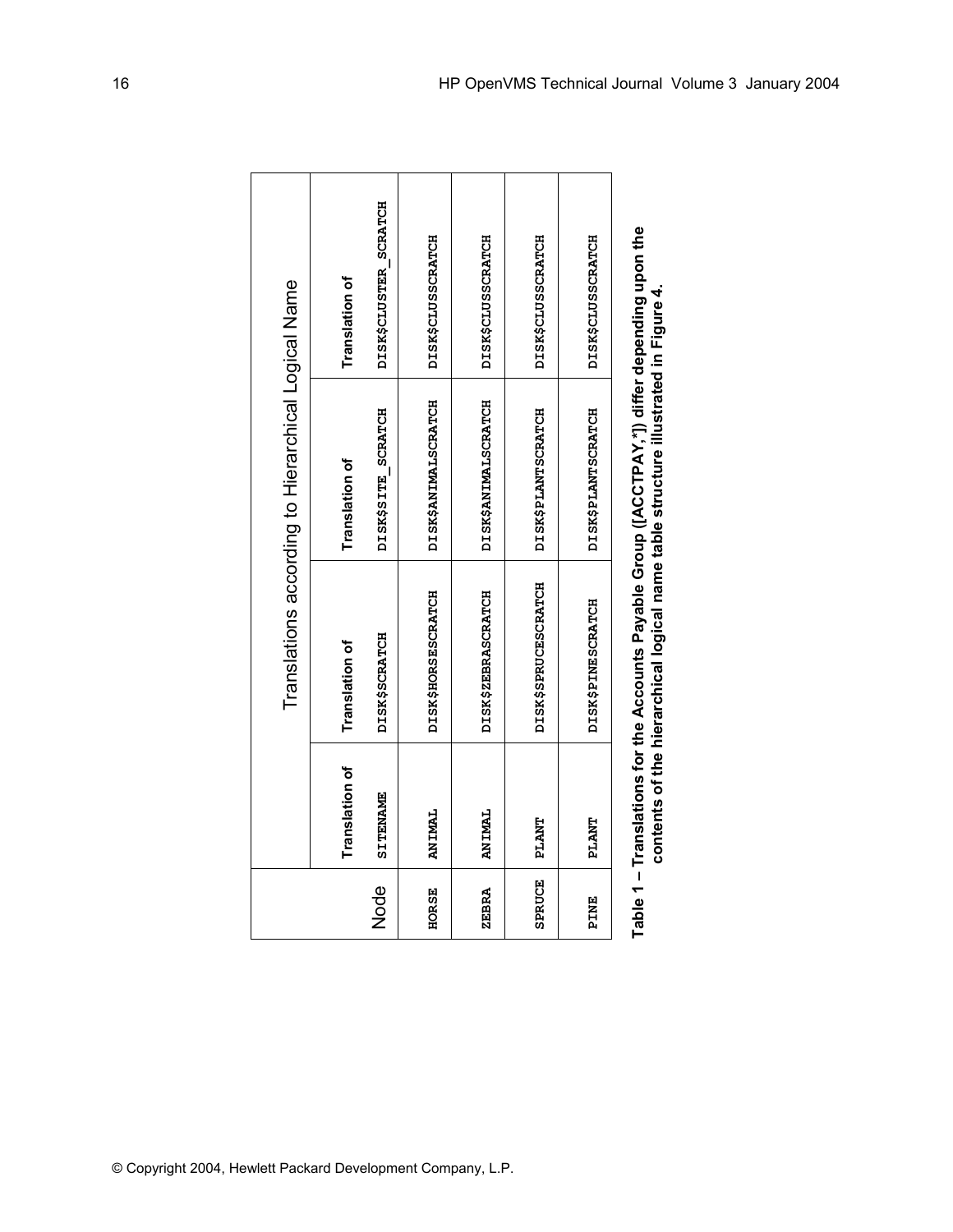| | Translations according to Hierarchical Logical Name | | | |
|---|---|---|---|---|
| Node | Translation of SITENAME | Translation of DISK$SCRATCH | Translation of DISK$SITE_SCRATCH | Translation of DISK$CLUSTER_SCRATCH |
| HORSE | ANIMAL | DISK$HORSESCRATCH | DISK$ANIMALSCRATCH | DISK$CLUSSCRATCH |
| ZEBRA | ANIMAL | DISK$ZEBRASCRATCH | DISK$ANIMALSCRATCH | DISK$CLUSSCRATCH |
| SPRUCE | PLANT | DISK$SPRUCESCRATCH | DISK$PLANTSCRATCH | DISK$CLUSSCRATCH |
| PINE | PLANT | DISK$PINESCRATCH | DISK$PLANTSCRATCH | DISK$CLUSSCRATCH |

**Table 1 – Translations for the Accounts Payable Group ([ACCTPAY,*]) differ depending upon the contents of the hierarchical logical name table structure illustrated in Figure 4.**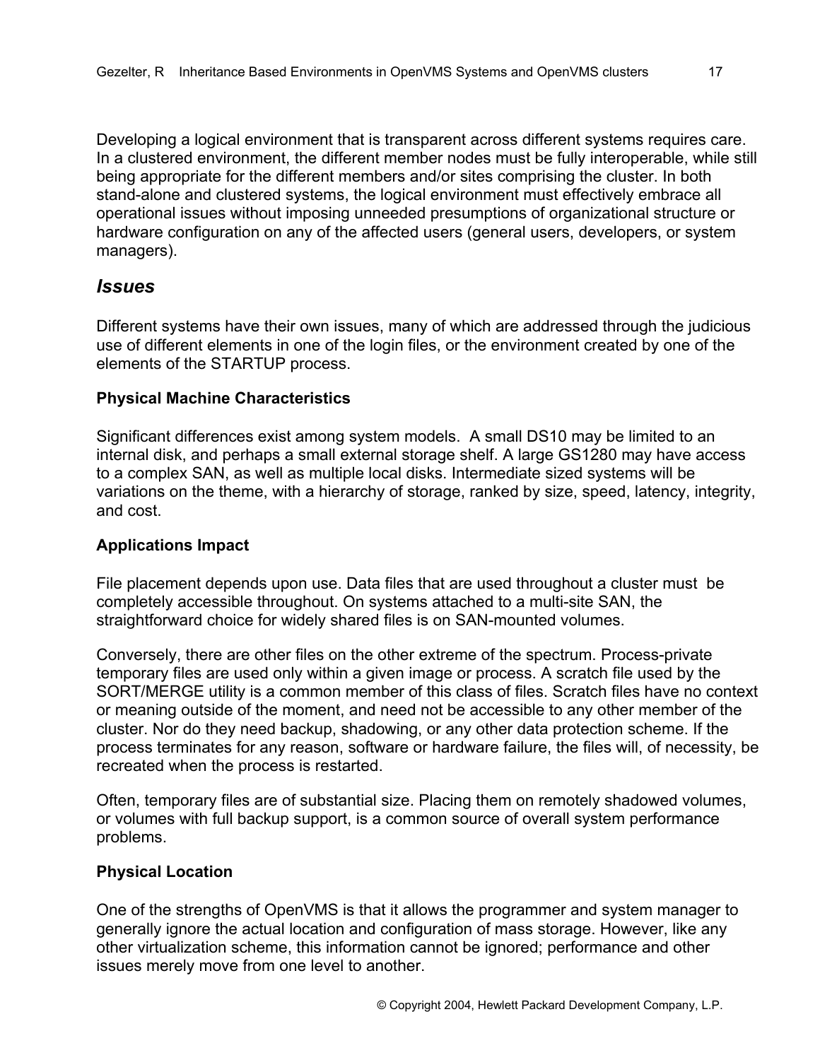Developing a logical environment that is transparent across different systems requires care. In a clustered environment, the different member nodes must be fully interoperable, while still being appropriate for the different members and/or sites comprising the cluster. In both stand-alone and clustered systems, the logical environment must effectively embrace all operational issues without imposing unneeded presumptions of organizational structure or hardware configuration on any of the affected users (general users, developers, or system managers).

## *Issues*

Different systems have their own issues, many of which are addressed through the judicious use of different elements in one of the login files, or the environment created by one of the elements of the STARTUP process.

### Physical Machine Characteristics

Significant differences exist among system models. A small DS10 may be limited to an internal disk, and perhaps a small external storage shelf. A large GS1280 may have access to a complex SAN, as well as multiple local disks. Intermediate sized systems will be variations on the theme, with a hierarchy of storage, ranked by size, speed, latency, integrity, and cost.

### Applications Impact

File placement depends upon use. Data files that are used throughout a cluster must be completely accessible throughout. On systems attached to a multi-site SAN, the straightforward choice for widely shared files is on SAN-mounted volumes.

Conversely, there are other files on the other extreme of the spectrum. Process-private temporary files are used only within a given image or process. A scratch file used by the SORT/MERGE utility is a common member of this class of files. Scratch files have no context or meaning outside of the moment, and need not be accessible to any other member of the cluster. Nor do they need backup, shadowing, or any other data protection scheme. If the process terminates for any reason, software or hardware failure, the files will, of necessity, be recreated when the process is restarted.

Often, temporary files are of substantial size. Placing them on remotely shadowed volumes, or volumes with full backup support, is a common source of overall system performance problems.

### Physical Location

One of the strengths of OpenVMS is that it allows the programmer and system manager to generally ignore the actual location and configuration of mass storage. However, like any other virtualization scheme, this information cannot be ignored; performance and other issues merely move from one level to another.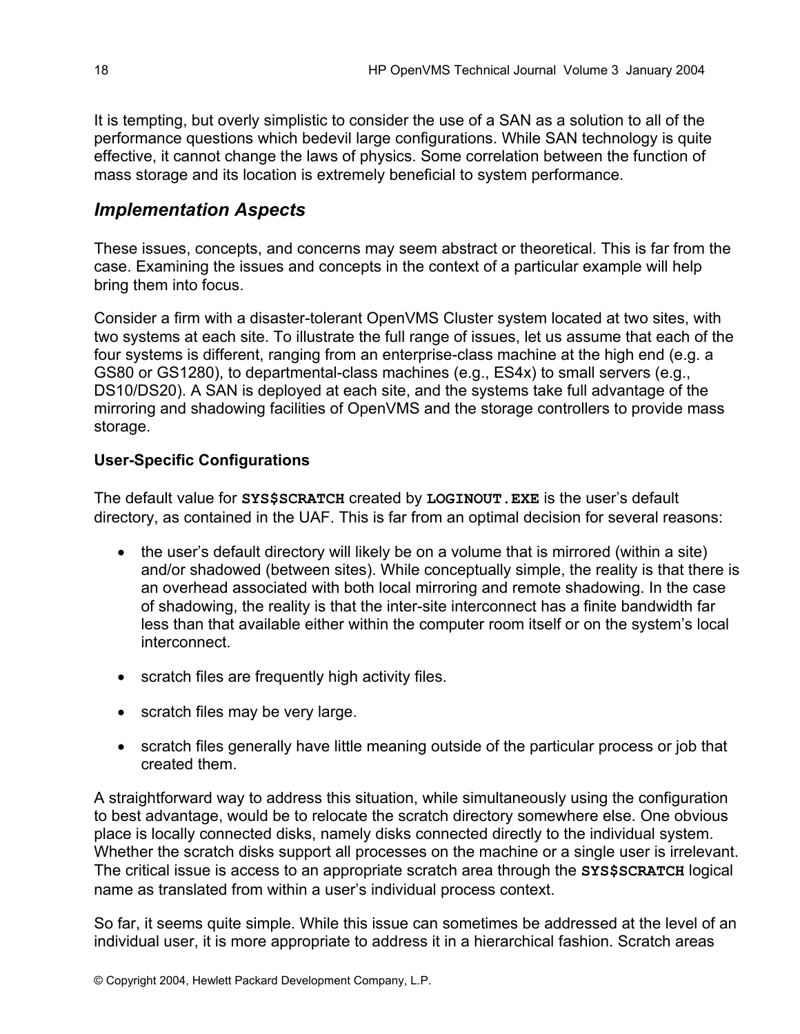It is tempting, but overly simplistic to consider the use of a SAN as a solution to all of the performance questions which bedevil large configurations. While SAN technology is quite effective, it cannot change the laws of physics. Some correlation between the function of mass storage and its location is extremely beneficial to system performance.

## *Implementation Aspects*

These issues, concepts, and concerns may seem abstract or theoretical. This is far from the case. Examining the issues and concepts in the context of a particular example will help bring them into focus.

Consider a firm with a disaster-tolerant OpenVMS Cluster system located at two sites, with two systems at each site. To illustrate the full range of issues, let us assume that each of the four systems is different, ranging from an enterprise-class machine at the high end (e.g. a GS80 or GS1280), to departmental-class machines (e.g., ES4x) to small servers (e.g., DS10/DS20). A SAN is deployed at each site, and the systems take full advantage of the mirroring and shadowing facilities of OpenVMS and the storage controllers to provide mass storage.

### User-Specific Configurations

The default value for **`SYS$SCRATCH`** created by **`LOGINOUT.EXE`** is the user's default directory, as contained in the UAF. This is far from an optimal decision for several reasons:

- the user's default directory will likely be on a volume that is mirrored (within a site) and/or shadowed (between sites). While conceptually simple, the reality is that there is an overhead associated with both local mirroring and remote shadowing. In the case of shadowing, the reality is that the inter-site interconnect has a finite bandwidth far less than that available either within the computer room itself or on the system's local interconnect.
- scratch files are frequently high activity files.
- scratch files may be very large.
- scratch files generally have little meaning outside of the particular process or job that created them.

A straightforward way to address this situation, while simultaneously using the configuration to best advantage, would be to relocate the scratch directory somewhere else. One obvious place is locally connected disks, namely disks connected directly to the individual system. Whether the scratch disks support all processes on the machine or a single user is irrelevant. The critical issue is access to an appropriate scratch area through the **`SYS$SCRATCH`** logical name as translated from within a user's individual process context.

So far, it seems quite simple. While this issue can sometimes be addressed at the level of an individual user, it is more appropriate to address it in a hierarchical fashion. Scratch areas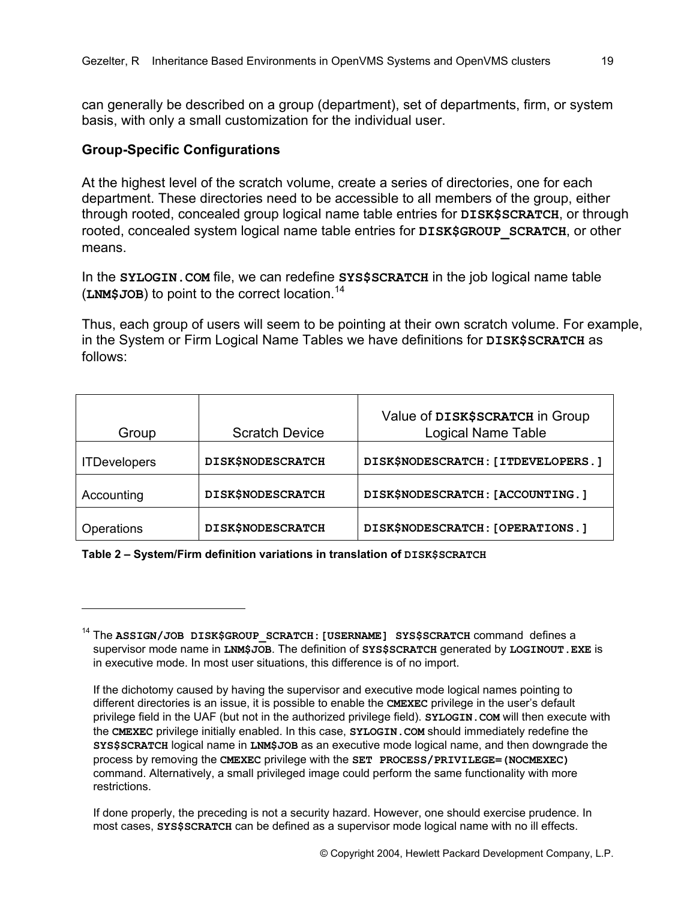can generally be described on a group (department), set of departments, firm, or system basis, with only a small customization for the individual user.

### Group-Specific Configurations

At the highest level of the scratch volume, create a series of directories, one for each department. These directories need to be accessible to all members of the group, either through rooted, concealed group logical name table entries for **DISK$SCRATCH**, or through rooted, concealed system logical name table entries for **DISK$GROUP_SCRATCH**, or other means.

In the **SYLOGIN.COM** file, we can redefine **SYS$SCRATCH** in the job logical name table (**LNM$JOB**) to point to the correct location.[14]

Thus, each group of users will seem to be pointing at their own scratch volume. For example, in the System or Firm Logical Name Tables we have definitions for **DISK$SCRATCH** as follows:

| Group | Scratch Device | Value of **DISK$SCRATCH** in Group Logical Name Table |
|---|---|---|
| ITDevelopers | **DISK$NODESCRATCH** | **DISK$NODESCRATCH:[ITDEVELOPERS.]** |
| Accounting | **DISK$NODESCRATCH** | **DISK$NODESCRATCH:[ACCOUNTING.]** |
| Operations | **DISK$NODESCRATCH** | **DISK$NODESCRATCH:[OPERATIONS.]** |

**Table 2 – System/Firm definition variations in translation of DISK$SCRATCH**

---

[14] The **ASSIGN/JOB DISK$GROUP_SCRATCH:[USERNAME] SYS$SCRATCH** command defines a supervisor mode name in **LNM$JOB**. The definition of **SYS$SCRATCH** generated by **LOGINOUT.EXE** is in executive mode. In most user situations, this difference is of no import.

If the dichotomy caused by having the supervisor and executive mode logical names pointing to different directories is an issue, it is possible to enable the **CMEXEC** privilege in the user's default privilege field in the UAF (but not in the authorized privilege field). **SYLOGIN.COM** will then execute with the **CMEXEC** privilege initially enabled. In this case, **SYLOGIN.COM** should immediately redefine the **SYS$SCRATCH** logical name in **LNM$JOB** as an executive mode logical name, and then downgrade the process by removing the **CMEXEC** privilege with the **SET PROCESS/PRIVILEGE=(NOCMEXEC)** command. Alternatively, a small privileged image could perform the same functionality with more restrictions.

If done properly, the preceding is not a security hazard. However, one should exercise prudence. In most cases, **SYS$SCRATCH** can be defined as a supervisor mode logical name with no ill effects.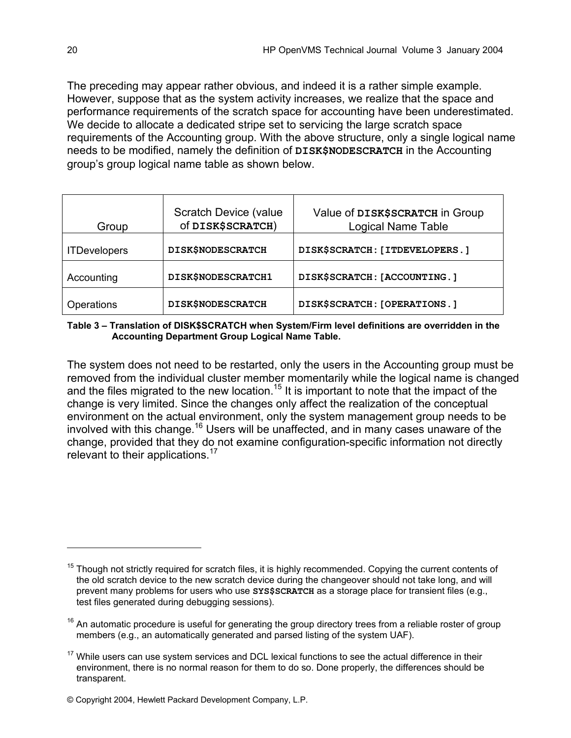The preceding may appear rather obvious, and indeed it is a rather simple example. However, suppose that as the system activity increases, we realize that the space and performance requirements of the scratch space for accounting have been underestimated. We decide to allocate a dedicated stripe set to servicing the large scratch space requirements of the Accounting group. With the above structure, only a single logical name needs to be modified, namely the definition of **DISK$NODESCRATCH** in the Accounting group's group logical name table as shown below.

| Group | Scratch Device (value of **DISK$SCRATCH**) | Value of **DISK$SCRATCH** in Group Logical Name Table |
|---|---|---|
| ITDevelopers | **DISK$NODESCRATCH** | **DISK$SCRATCH:[ITDEVELOPERS.]** |
| Accounting | **DISK$NODESCRATCH1** | **DISK$SCRATCH:[ACCOUNTING.]** |
| Operations | **DISK$NODESCRATCH** | **DISK$SCRATCH:[OPERATIONS.]** |

**Table 3 – Translation of DISK$SCRATCH when System/Firm level definitions are overridden in the Accounting Department Group Logical Name Table.**

The system does not need to be restarted, only the users in the Accounting group must be removed from the individual cluster member momentarily while the logical name is changed and the files migrated to the new location.[15] It is important to note that the impact of the change is very limited. Since the changes only affect the realization of the conceptual environment on the actual environment, only the system management group needs to be involved with this change.[16] Users will be unaffected, and in many cases unaware of the change, provided that they do not examine configuration-specific information not directly relevant to their applications.[17]

---

[15] Though not strictly required for scratch files, it is highly recommended. Copying the current contents of the old scratch device to the new scratch device during the changeover should not take long, and will prevent many problems for users who use **SYS$SCRATCH** as a storage place for transient files (e.g., test files generated during debugging sessions).

[16] An automatic procedure is useful for generating the group directory trees from a reliable roster of group members (e.g., an automatically generated and parsed listing of the system UAF).

[17] While users can use system services and DCL lexical functions to see the actual difference in their environment, there is no normal reason for them to do so. Done properly, the differences should be transparent.

© Copyright 2004, Hewlett Packard Development Company, L.P.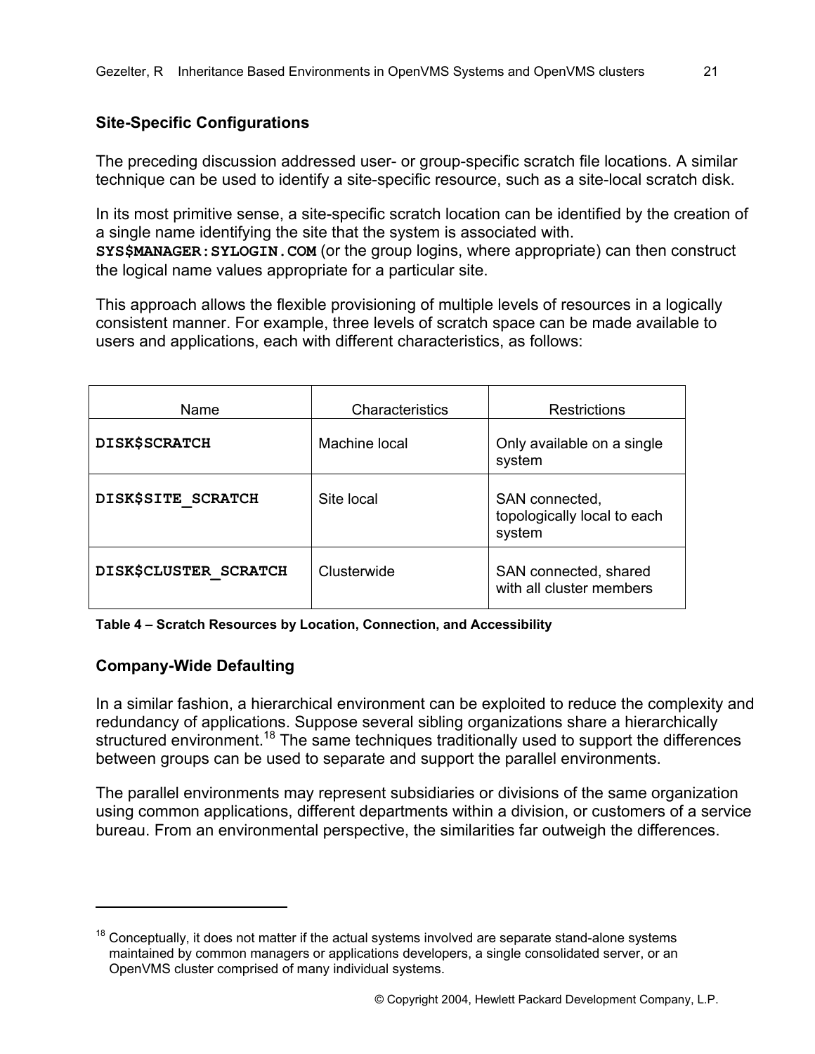## Site-Specific Configurations

The preceding discussion addressed user- or group-specific scratch file locations. A similar technique can be used to identify a site-specific resource, such as a site-local scratch disk.

In its most primitive sense, a site-specific scratch location can be identified by the creation of a single name identifying the site that the system is associated with. **SYS$MANAGER:SYLOGIN.COM** (or the group logins, where appropriate) can then construct the logical name values appropriate for a particular site.

This approach allows the flexible provisioning of multiple levels of resources in a logically consistent manner. For example, three levels of scratch space can be made available to users and applications, each with different characteristics, as follows:

| Name | Characteristics | Restrictions |
|---|---|---|
| **DISK$SCRATCH** | Machine local | Only available on a single system |
| **DISK$SITE_SCRATCH** | Site local | SAN connected, topologically local to each system |
| **DISK$CLUSTER_SCRATCH** | Clusterwide | SAN connected, shared with all cluster members |

**Table 4 – Scratch Resources by Location, Connection, and Accessibility**

## Company-Wide Defaulting

In a similar fashion, a hierarchical environment can be exploited to reduce the complexity and redundancy of applications. Suppose several sibling organizations share a hierarchically structured environment.[18] The same techniques traditionally used to support the differences between groups can be used to separate and support the parallel environments.

The parallel environments may represent subsidiaries or divisions of the same organization using common applications, different departments within a division, or customers of a service bureau. From an environmental perspective, the similarities far outweigh the differences.

---

[18] Conceptually, it does not matter if the actual systems involved are separate stand-alone systems maintained by common managers or applications developers, a single consolidated server, or an OpenVMS cluster comprised of many individual systems.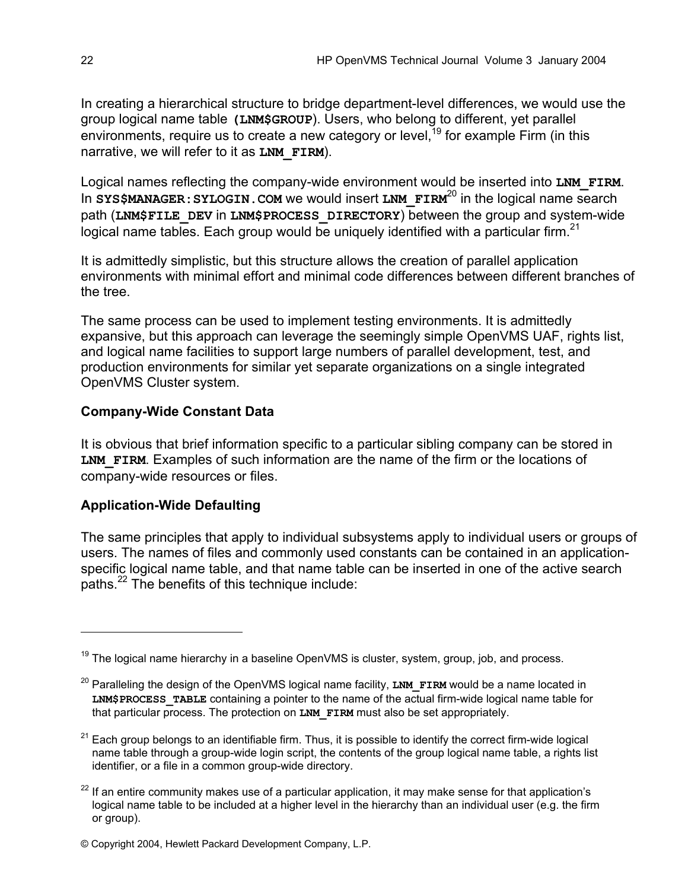In creating a hierarchical structure to bridge department-level differences, we would use the group logical name table **(LNM$GROUP)**. Users, who belong to different, yet parallel environments, require us to create a new category or level,[19] for example Firm (in this narrative, we will refer to it as **LNM_FIRM**).

Logical names reflecting the company-wide environment would be inserted into **LNM_FIRM**. In **SYS$MANAGER:SYLOGIN.COM** we would insert **LNM_FIRM**[20] in the logical name search path (**LNM$FILE_DEV** in **LNM$PROCESS_DIRECTORY**) between the group and system-wide logical name tables. Each group would be uniquely identified with a particular firm.[21]

It is admittedly simplistic, but this structure allows the creation of parallel application environments with minimal effort and minimal code differences between different branches of the tree.

The same process can be used to implement testing environments. It is admittedly expansive, but this approach can leverage the seemingly simple OpenVMS UAF, rights list, and logical name facilities to support large numbers of parallel development, test, and production environments for similar yet separate organizations on a single integrated OpenVMS Cluster system.

### Company-Wide Constant Data

It is obvious that brief information specific to a particular sibling company can be stored in **LNM_FIRM**. Examples of such information are the name of the firm or the locations of company-wide resources or files.

### Application-Wide Defaulting

The same principles that apply to individual subsystems apply to individual users or groups of users. The names of files and commonly used constants can be contained in an application-specific logical name table, and that name table can be inserted in one of the active search paths.[22] The benefits of this technique include:

---

[19] The logical name hierarchy in a baseline OpenVMS is cluster, system, group, job, and process.

[20] Paralleling the design of the OpenVMS logical name facility, **LNM_FIRM** would be a name located in **LNM$PROCESS_TABLE** containing a pointer to the name of the actual firm-wide logical name table for that particular process. The protection on **LNM_FIRM** must also be set appropriately.

[21] Each group belongs to an identifiable firm. Thus, it is possible to identify the correct firm-wide logical name table through a group-wide login script, the contents of the group logical name table, a rights list identifier, or a file in a common group-wide directory.

[22] If an entire community makes use of a particular application, it may make sense for that application's logical name table to be included at a higher level in the hierarchy than an individual user (e.g. the firm or group).

© Copyright 2004, Hewlett Packard Development Company, L.P.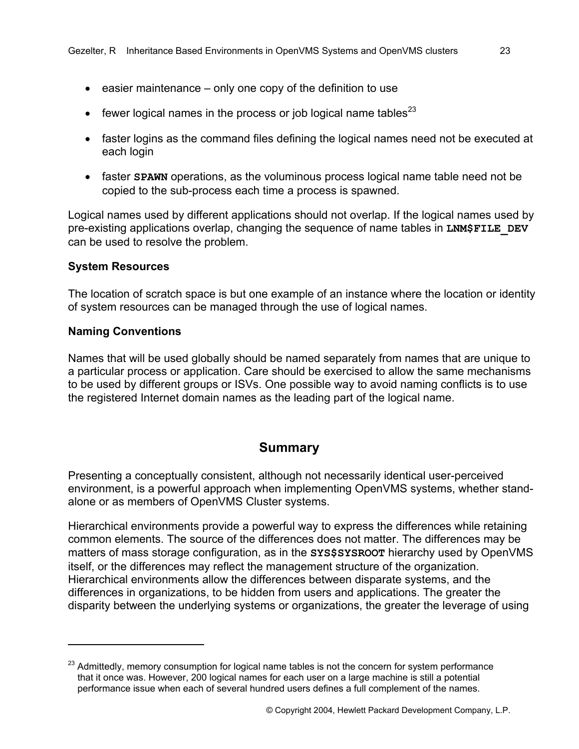- easier maintenance – only one copy of the definition to use
- fewer logical names in the process or job logical name tables[23]
- faster logins as the command files defining the logical names need not be executed at each login
- faster **SPAWN** operations, as the voluminous process logical name table need not be copied to the sub-process each time a process is spawned.

Logical names used by different applications should not overlap. If the logical names used by pre-existing applications overlap, changing the sequence of name tables in **LNM$FILE_DEV** can be used to resolve the problem.

**System Resources**

The location of scratch space is but one example of an instance where the location or identity of system resources can be managed through the use of logical names.

**Naming Conventions**

Names that will be used globally should be named separately from names that are unique to a particular process or application. Care should be exercised to allow the same mechanisms to be used by different groups or ISVs. One possible way to avoid naming conflicts is to use the registered Internet domain names as the leading part of the logical name.

## Summary

Presenting a conceptually consistent, although not necessarily identical user-perceived environment, is a powerful approach when implementing OpenVMS systems, whether stand-alone or as members of OpenVMS Cluster systems.

Hierarchical environments provide a powerful way to express the differences while retaining common elements. The source of the differences does not matter. The differences may be matters of mass storage configuration, as in the **SYS$SYSROOT** hierarchy used by OpenVMS itself, or the differences may reflect the management structure of the organization. Hierarchical environments allow the differences between disparate systems, and the differences in organizations, to be hidden from users and applications. The greater the disparity between the underlying systems or organizations, the greater the leverage of using

---

[23] Admittedly, memory consumption for logical name tables is not the concern for system performance that it once was. However, 200 logical names for each user on a large machine is still a potential performance issue when each of several hundred users defines a full complement of the names.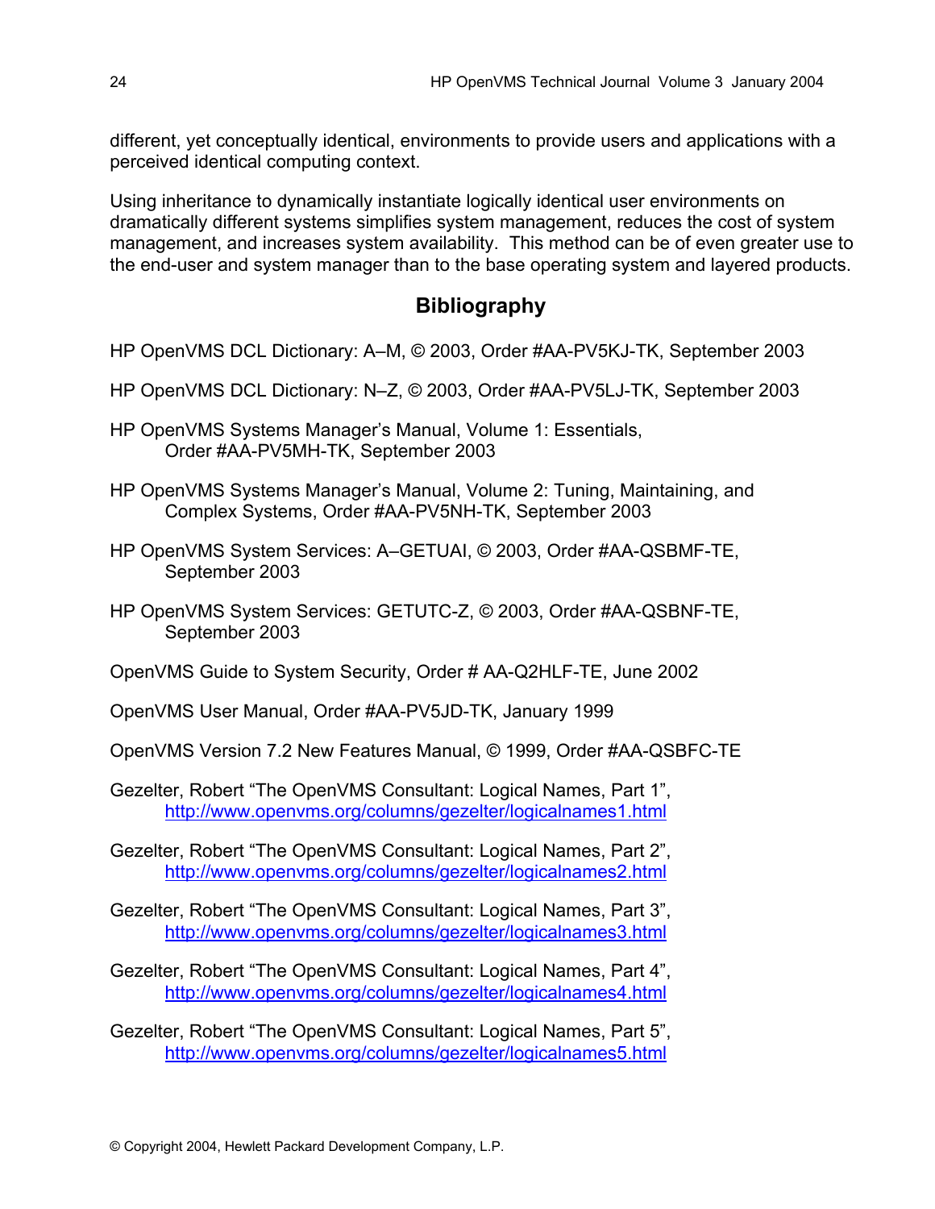different, yet conceptually identical, environments to provide users and applications with a perceived identical computing context.

Using inheritance to dynamically instantiate logically identical user environments on dramatically different systems simplifies system management, reduces the cost of system management, and increases system availability. This method can be of even greater use to the end-user and system manager than to the base operating system and layered products.

## Bibliography

HP OpenVMS DCL Dictionary: A–M, © 2003, Order #AA-PV5KJ-TK, September 2003

HP OpenVMS DCL Dictionary: N–Z, © 2003, Order #AA-PV5LJ-TK, September 2003

HP OpenVMS Systems Manager's Manual, Volume 1: Essentials, Order #AA-PV5MH-TK, September 2003

HP OpenVMS Systems Manager's Manual, Volume 2: Tuning, Maintaining, and Complex Systems, Order #AA-PV5NH-TK, September 2003

HP OpenVMS System Services: A–GETUAI, © 2003, Order #AA-QSBMF-TE, September 2003

HP OpenVMS System Services: GETUTC-Z, © 2003, Order #AA-QSBNF-TE, September 2003

OpenVMS Guide to System Security, Order # AA-Q2HLF-TE, June 2002

OpenVMS User Manual, Order #AA-PV5JD-TK, January 1999

OpenVMS Version 7.2 New Features Manual, © 1999, Order #AA-QSBFC-TE

Gezelter, Robert "The OpenVMS Consultant: Logical Names, Part 1", http://www.openvms.org/columns/gezelter/logicalnames1.html

Gezelter, Robert "The OpenVMS Consultant: Logical Names, Part 2", http://www.openvms.org/columns/gezelter/logicalnames2.html

Gezelter, Robert "The OpenVMS Consultant: Logical Names, Part 3", http://www.openvms.org/columns/gezelter/logicalnames3.html

Gezelter, Robert "The OpenVMS Consultant: Logical Names, Part 4", http://www.openvms.org/columns/gezelter/logicalnames4.html

Gezelter, Robert "The OpenVMS Consultant: Logical Names, Part 5", http://www.openvms.org/columns/gezelter/logicalnames5.html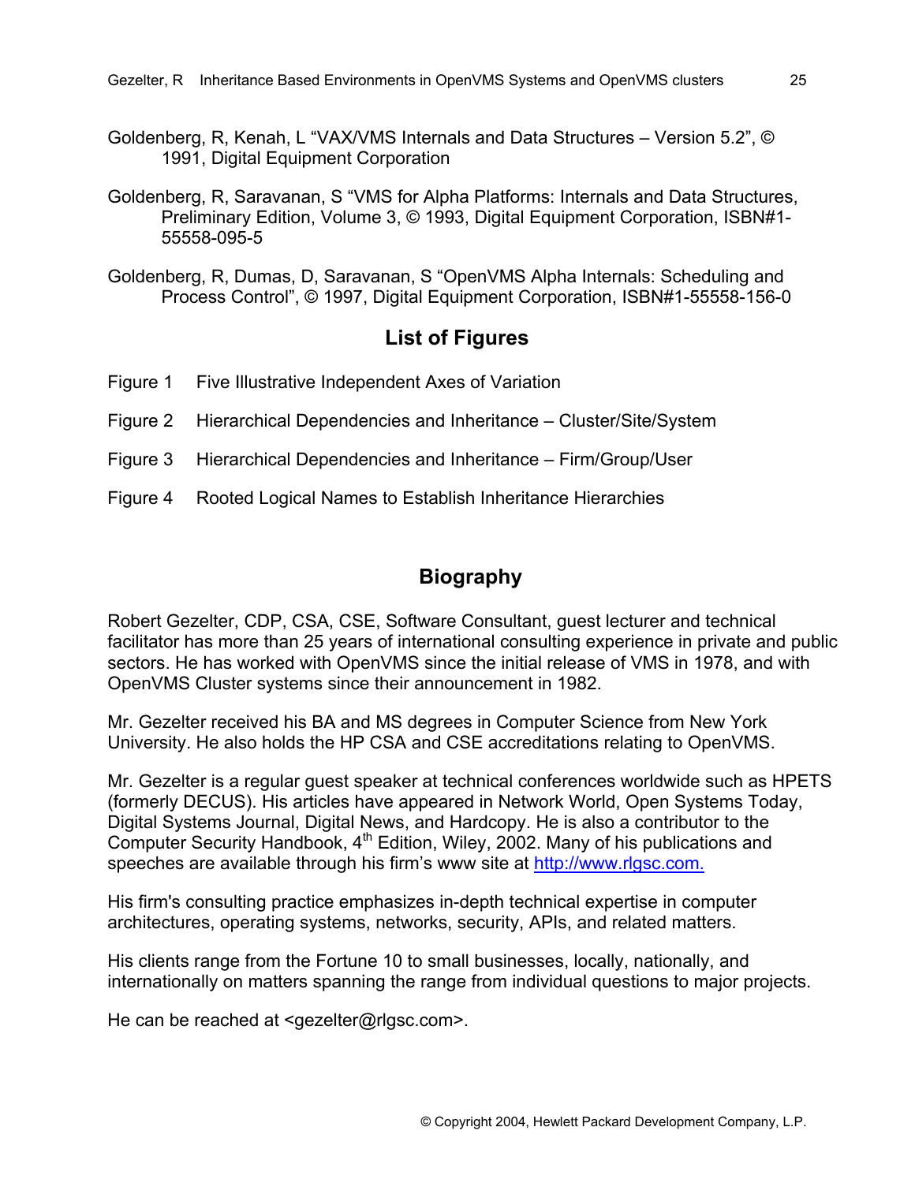Goldenberg, R, Kenah, L "VAX/VMS Internals and Data Structures – Version 5.2", © 1991, Digital Equipment Corporation

Goldenberg, R, Saravanan, S "VMS for Alpha Platforms: Internals and Data Structures, Preliminary Edition, Volume 3, © 1993, Digital Equipment Corporation, ISBN#1-55558-095-5

Goldenberg, R, Dumas, D, Saravanan, S "OpenVMS Alpha Internals: Scheduling and Process Control", © 1997, Digital Equipment Corporation, ISBN#1-55558-156-0

## List of Figures

Figure 1 Five Illustrative Independent Axes of Variation

Figure 2 Hierarchical Dependencies and Inheritance – Cluster/Site/System

Figure 3 Hierarchical Dependencies and Inheritance – Firm/Group/User

Figure 4 Rooted Logical Names to Establish Inheritance Hierarchies

## Biography

Robert Gezelter, CDP, CSA, CSE, Software Consultant, guest lecturer and technical facilitator has more than 25 years of international consulting experience in private and public sectors. He has worked with OpenVMS since the initial release of VMS in 1978, and with OpenVMS Cluster systems since their announcement in 1982.

Mr. Gezelter received his BA and MS degrees in Computer Science from New York University. He also holds the HP CSA and CSE accreditations relating to OpenVMS.

Mr. Gezelter is a regular guest speaker at technical conferences worldwide such as HPETS (formerly DECUS). His articles have appeared in Network World, Open Systems Today, Digital Systems Journal, Digital News, and Hardcopy. He is also a contributor to the Computer Security Handbook, 4th Edition, Wiley, 2002. Many of his publications and speeches are available through his firm's www site at http://www.rlgsc.com.

His firm's consulting practice emphasizes in-depth technical expertise in computer architectures, operating systems, networks, security, APIs, and related matters.

His clients range from the Fortune 10 to small businesses, locally, nationally, and internationally on matters spanning the range from individual questions to major projects.

He can be reached at <gezelter@rlgsc.com>.

© Copyright 2004, Hewlett Packard Development Company, L.P.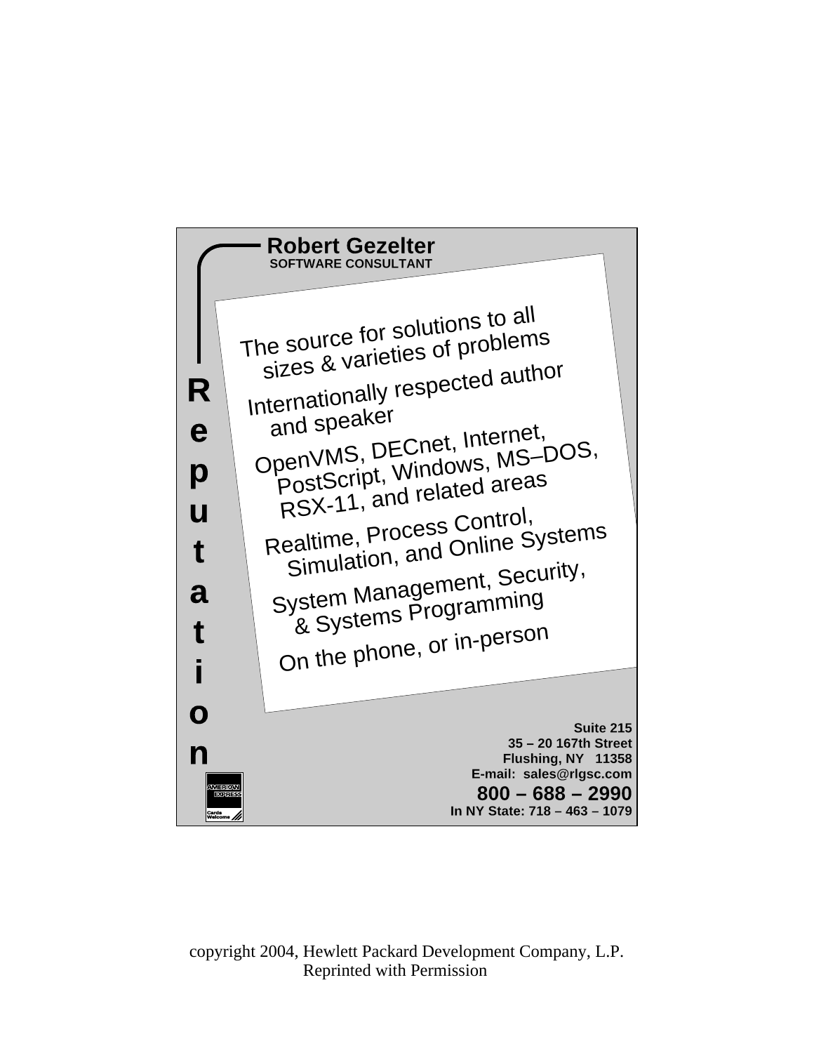**Robert Gezelter**

**SOFTWARE CONSULTANT**

**Reputation**

The source for solutions to all sizes & varieties of problems

Internationally respected author and speaker

OpenVMS, DECnet, Internet, PostScript, Windows, MS–DOS, RSX-11, and related areas

Realtime, Process Control, Simulation, and Online Systems

System Management, Security, & Systems Programming

On the phone, or in-person

**Suite 215**
**35 – 20 167th Street**
**Flushing, NY 11358**
**E-mail: sales@rlgsc.com**
**800 – 688 – 2990**
**In NY State: 718 – 463 – 1079**

AMERICAN EXPRESS Cards Welcome

copyright 2004, Hewlett Packard Development Company, L.P.
Reprinted with Permission